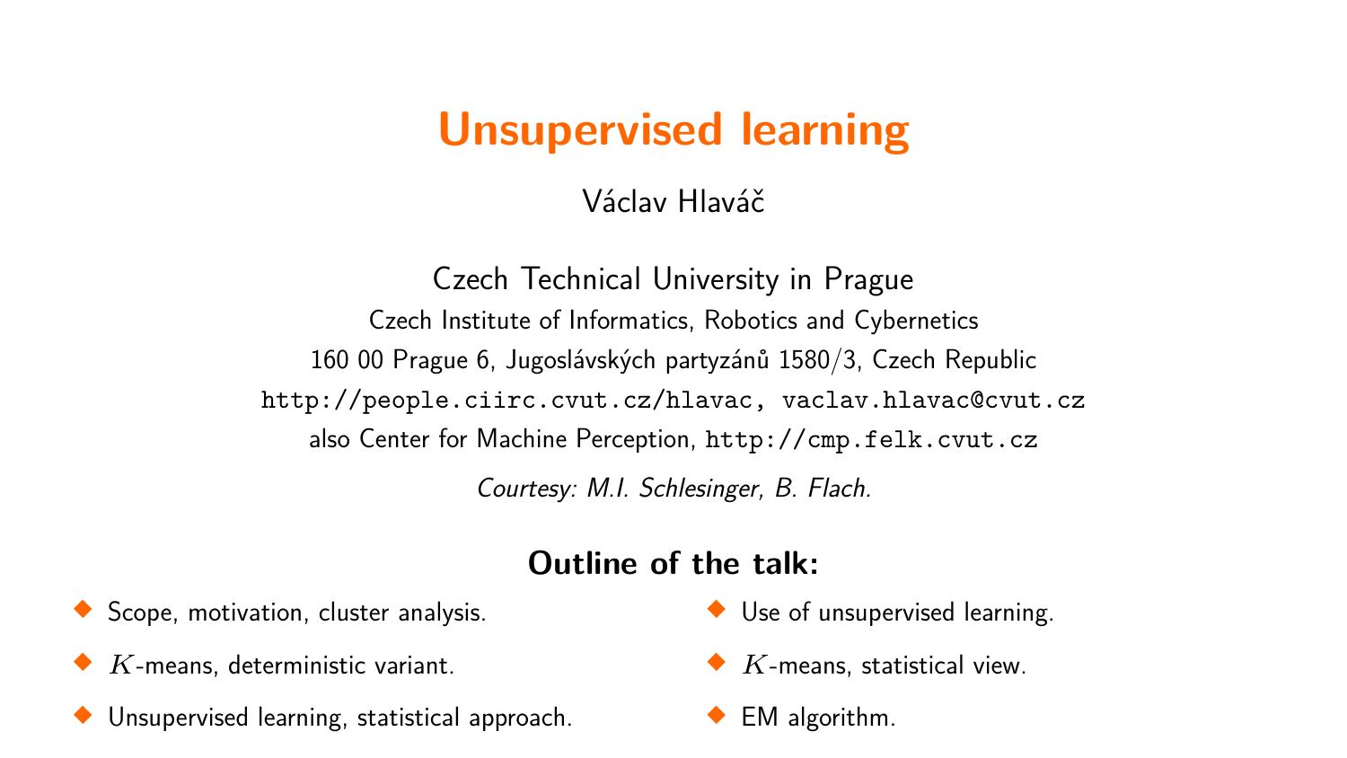# Unsupervised learning

Václav Hlaváč

Czech Technical University in Prague

Czech Institute of Informatics, Robotics and Cybernetics

160 00 Prague 6, Jugoslávských partyzánů 1580/3, Czech Republic

http://people.ciirc.cvut.cz/hlavac, vaclav.hlavac@cvut.cz

also Center for Machine Perception, http://cmp.felk.cvut.cz

*Courtesy: M.I. Schlesinger, B. Flach.*

## Outline of the talk:

- Scope, motivation, cluster analysis.
- $K$-means, deterministic variant.
- Unsupervised learning, statistical approach.
- Use of unsupervised learning.
- $K$-means, statistical view.
- EM algorithm.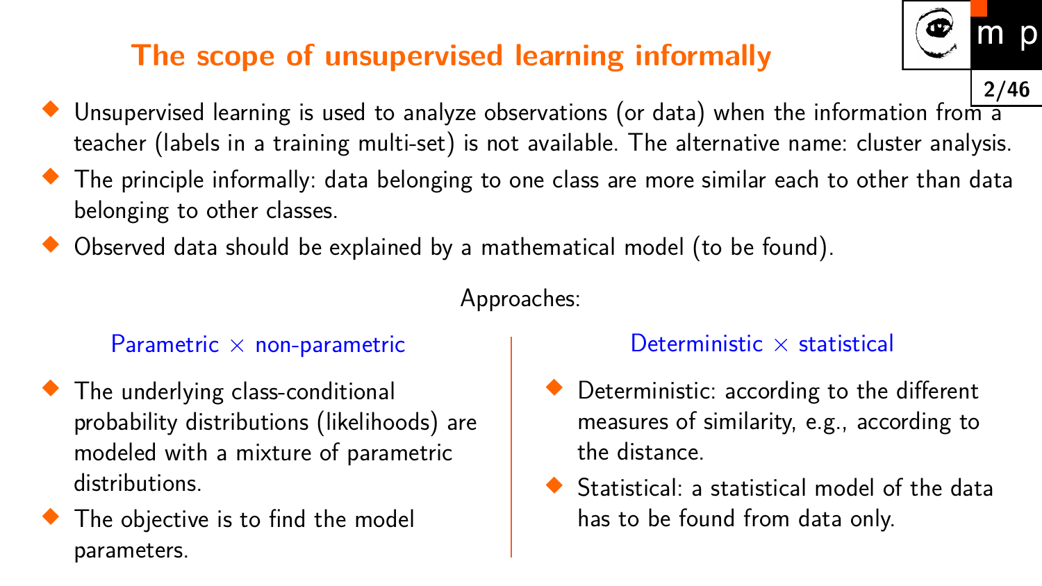# The scope of unsupervised learning informally

- Unsupervised learning is used to analyze observations (or data) when the information from a teacher (labels in a training multi-set) is not available. The alternative name: cluster analysis.
- The principle informally: data belonging to one class are more similar each to other than data belonging to other classes.
- Observed data should be explained by a mathematical model (to be found).

Approaches:

### Parametric × non-parametric

- The underlying class-conditional probability distributions (likelihoods) are modeled with a mixture of parametric distributions.
- The objective is to find the model parameters.

### Deterministic × statistical

- Deterministic: according to the different measures of similarity, e.g., according to the distance.
- Statistical: a statistical model of the data has to be found from data only.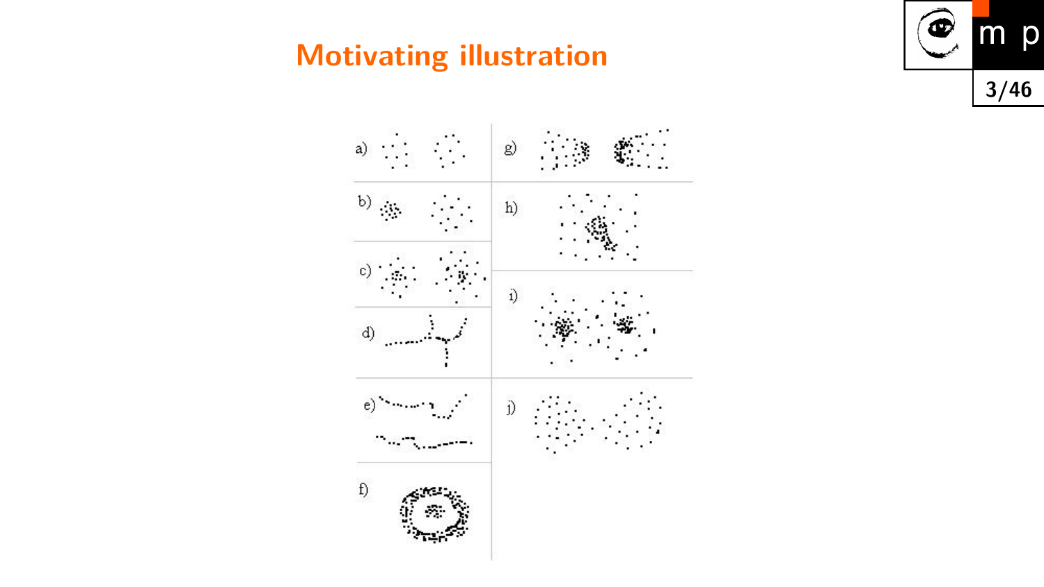# Motivating illustration

a)

b)

c)

d)

e)

f)

g)

h)

i)

j)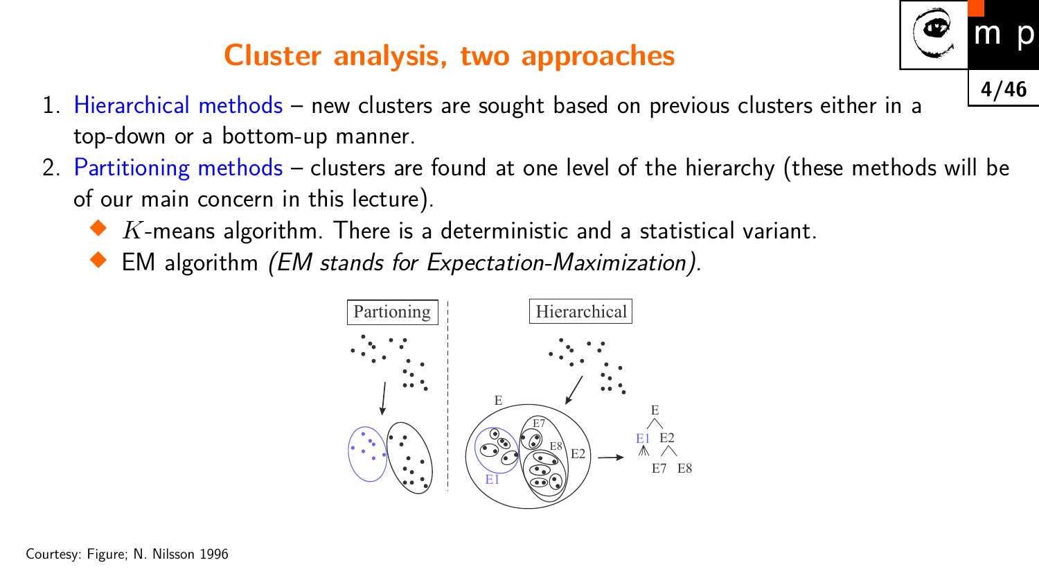# Cluster analysis, two approaches

1. Hierarchical methods – new clusters are sought based on previous clusters either in a top-down or a bottom-up manner.
2. Partitioning methods – clusters are found at one level of the hierarchy (these methods will be of our main concern in this lecture).
   - $K$-means algorithm. There is a deterministic and a statistical variant.
   - EM algorithm *(EM stands for Expectation-Maximization)*.

Partioning | Hierarchical

Courtesy: Figure; N. Nilsson 1996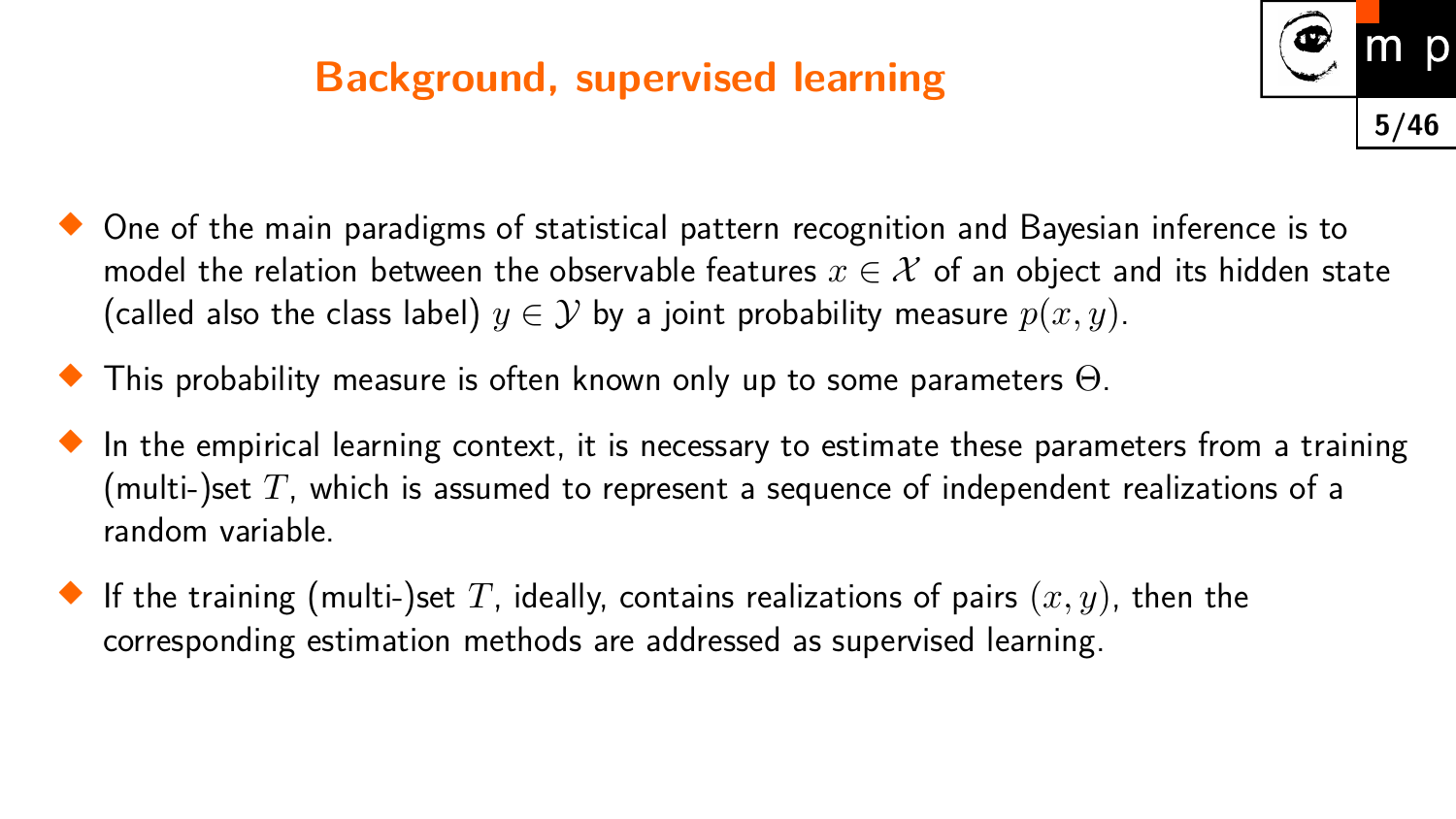# Background, supervised learning

- One of the main paradigms of statistical pattern recognition and Bayesian inference is to model the relation between the observable features $x \in \mathcal{X}$ of an object and its hidden state (called also the class label) $y \in \mathcal{Y}$ by a joint probability measure $p(x, y)$.
- This probability measure is often known only up to some parameters $\Theta$.
- In the empirical learning context, it is necessary to estimate these parameters from a training (multi-)set $T$, which is assumed to represent a sequence of independent realizations of a random variable.
- If the training (multi-)set $T$, ideally, contains realizations of pairs $(x, y)$, then the corresponding estimation methods are addressed as supervised learning.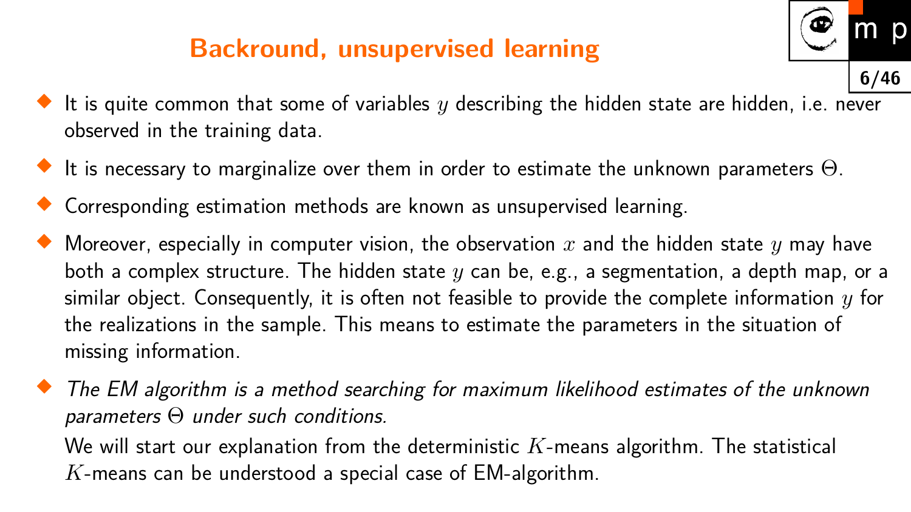# Backround, unsupervised learning

- It is quite common that some of variables $y$ describing the hidden state are hidden, i.e. never observed in the training data.
- It is necessary to marginalize over them in order to estimate the unknown parameters $\Theta$.
- Corresponding estimation methods are known as unsupervised learning.
- Moreover, especially in computer vision, the observation $x$ and the hidden state $y$ may have both a complex structure. The hidden state $y$ can be, e.g., a segmentation, a depth map, or a similar object. Consequently, it is often not feasible to provide the complete information $y$ for the realizations in the sample. This means to estimate the parameters in the situation of missing information.
- *The EM algorithm is a method searching for maximum likelihood estimates of the unknown parameters* $\Theta$ *under such conditions.*

  We will start our explanation from the deterministic $K$-means algorithm. The statistical $K$-means can be understood a special case of EM-algorithm.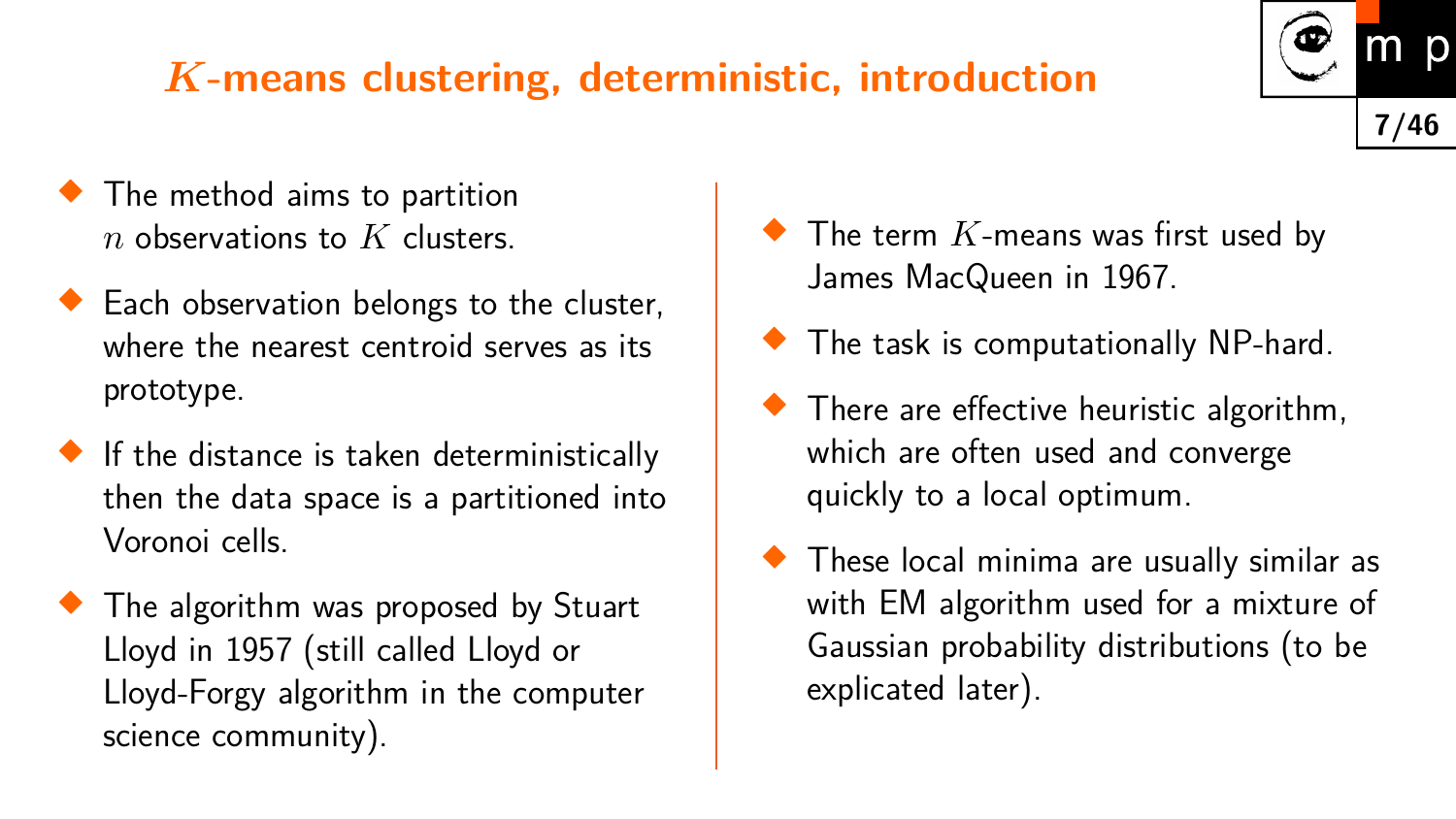# $K$-means clustering, deterministic, introduction

- The method aims to partition $n$ observations to $K$ clusters.
- Each observation belongs to the cluster, where the nearest centroid serves as its prototype.
- If the distance is taken deterministically then the data space is a partitioned into Voronoi cells.
- The algorithm was proposed by Stuart Lloyd in 1957 (still called Lloyd or Lloyd-Forgy algorithm in the computer science community).
- The term $K$-means was first used by James MacQueen in 1967.
- The task is computationally NP-hard.
- There are effective heuristic algorithm, which are often used and converge quickly to a local optimum.
- These local minima are usually similar as with EM algorithm used for a mixture of Gaussian probability distributions (to be explicated later).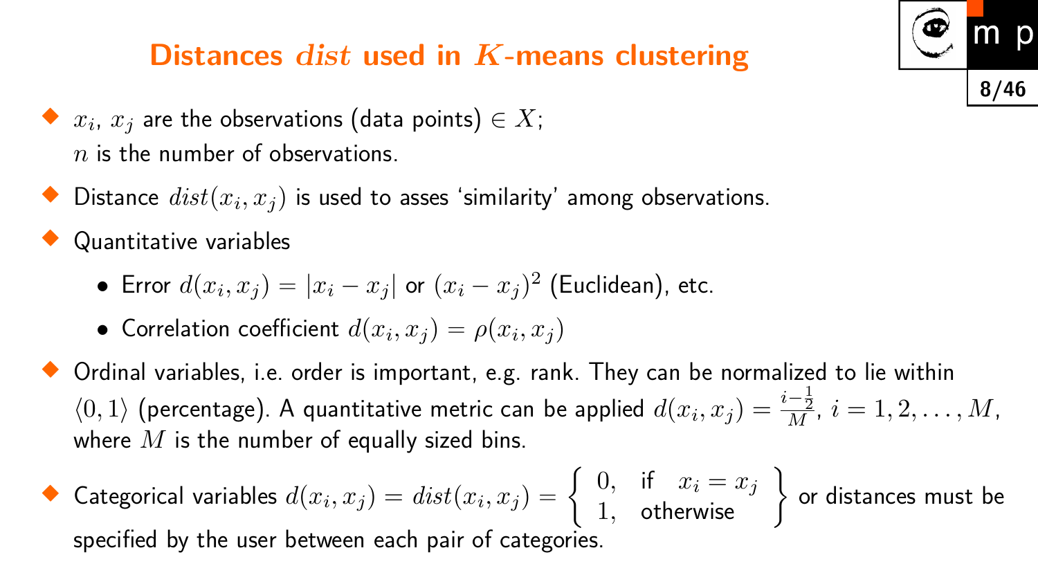# Distances $dist$ used in $K$-means clustering

- $x_i$, $x_j$ are the observations (data points) $\in X$;
  $n$ is the number of observations.
- Distance $dist(x_i, x_j)$ is used to asses 'similarity' among observations.
- Quantitative variables
  - Error $d(x_i, x_j) = |x_i - x_j|$ or $(x_i - x_j)^2$ (Euclidean), etc.
  - Correlation coefficient $d(x_i, x_j) = \rho(x_i, x_j)$
- Ordinal variables, i.e. order is important, e.g. rank. They can be normalized to lie within $\langle 0, 1 \rangle$ (percentage). A quantitative metric can be applied $d(x_i, x_j) = \frac{i - \frac{1}{2}}{M}$, $i = 1, 2, \ldots, M$, where $M$ is the number of equally sized bins.
- Categorical variables $d(x_i, x_j) = dist(x_i, x_j) = \left\{ \begin{array}{ll} 0, & \text{if} \quad x_i = x_j \\ 1, & \text{otherwise} \end{array} \right\}$ or distances must be specified by the user between each pair of categories.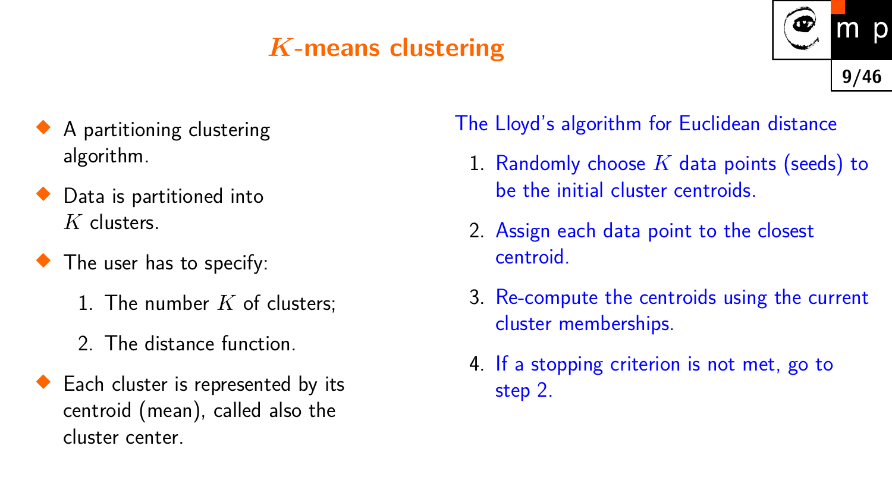# $K$-means clustering

- A partitioning clustering algorithm.
- Data is partitioned into $K$ clusters.
- The user has to specify:
  1. The number $K$ of clusters;
  2. The distance function.
- Each cluster is represented by its centroid (mean), called also the cluster center.

The Lloyd's algorithm for Euclidean distance

1. Randomly choose $K$ data points (seeds) to be the initial cluster centroids.
2. Assign each data point to the closest centroid.
3. Re-compute the centroids using the current cluster memberships.
4. If a stopping criterion is not met, go to step 2.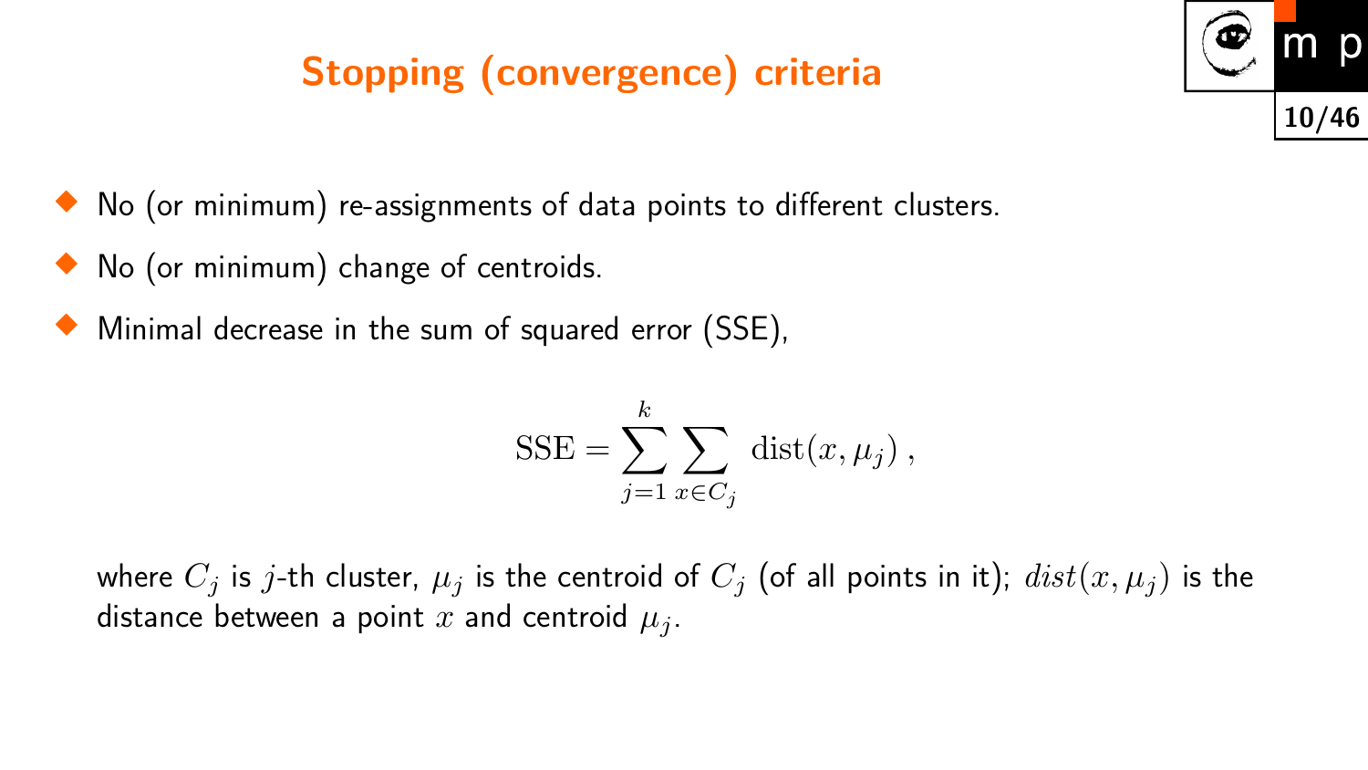# Stopping (convergence) criteria

- No (or minimum) re-assignments of data points to different clusters.
- No (or minimum) change of centroids.
- Minimal decrease in the sum of squared error (SSE),

$$\mathrm{SSE} = \sum_{j=1}^{k} \sum_{x \in C_j} \mathrm{dist}(x, \mu_j) \,,$$

where $C_j$ is $j$-th cluster, $\mu_j$ is the centroid of $C_j$ (of all points in it); $dist(x, \mu_j)$ is the distance between a point $x$ and centroid $\mu_j$.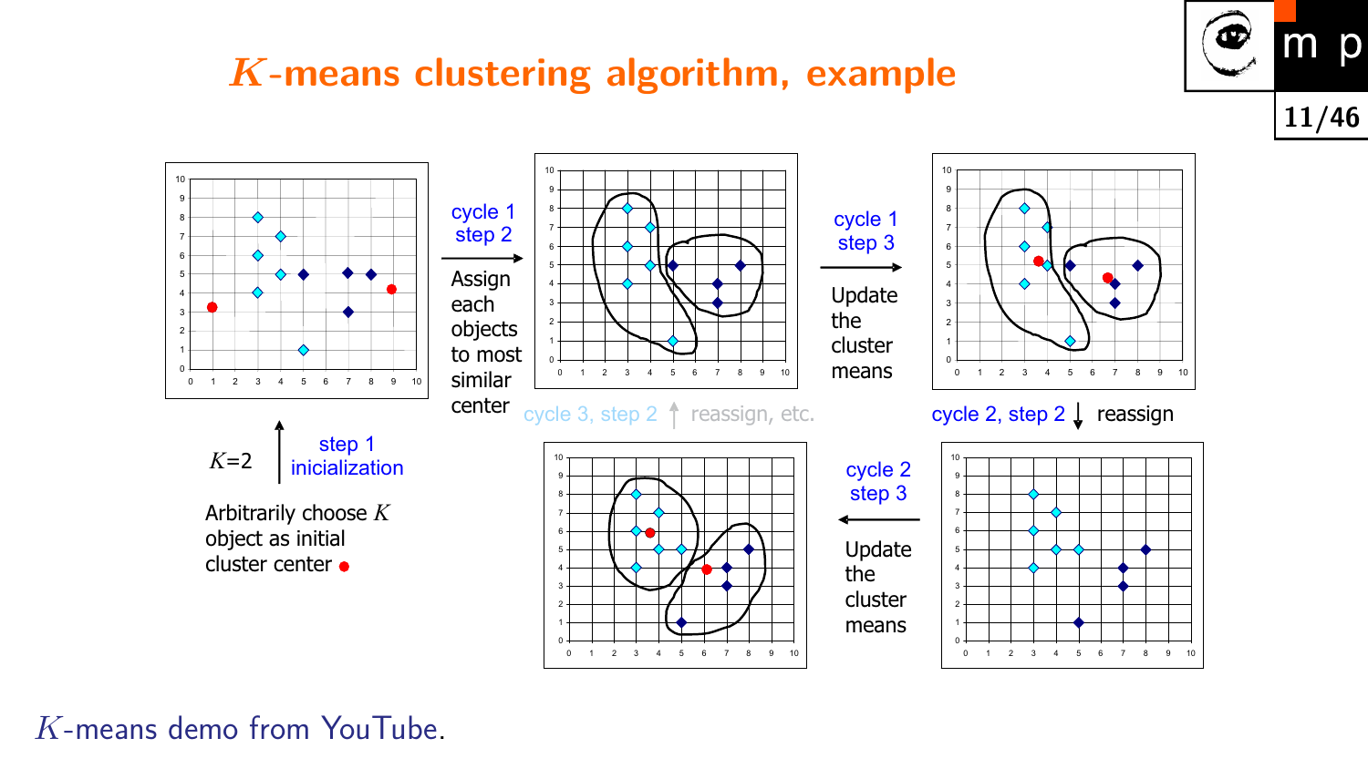# $K$-means clustering algorithm, example

$K$=2

step 1
inicialization

Arbitrarily choose $K$ object as initial cluster center ●

cycle 1
step 2

Assign each objects to most similar center

cycle 1
step 3

Update the cluster means

cycle 2, step 2 reassign

cycle 2
step 3

Update the cluster means

cycle 3, step 2 reassign, etc.

$K$-means demo from YouTube.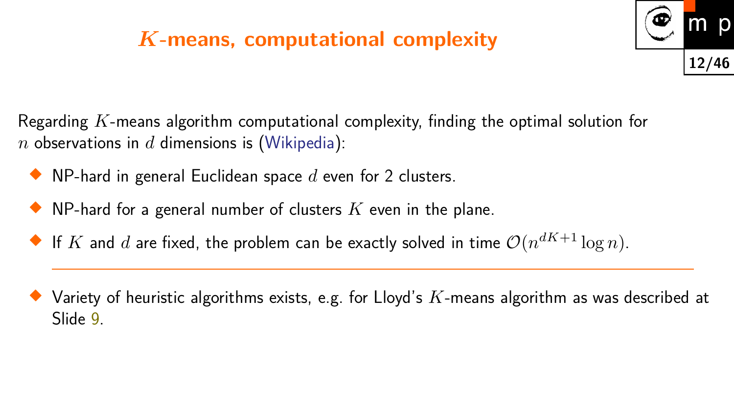# $K$-means, computational complexity

Regarding $K$-means algorithm computational complexity, finding the optimal solution for $n$ observations in $d$ dimensions is (Wikipedia):

- NP-hard in general Euclidean space $d$ even for 2 clusters.
- NP-hard for a general number of clusters $K$ even in the plane.
- If $K$ and $d$ are fixed, the problem can be exactly solved in time $\mathcal{O}(n^{dK+1} \log n)$.

---

- Variety of heuristic algorithms exists, e.g. for Lloyd's $K$-means algorithm as was described at Slide 9.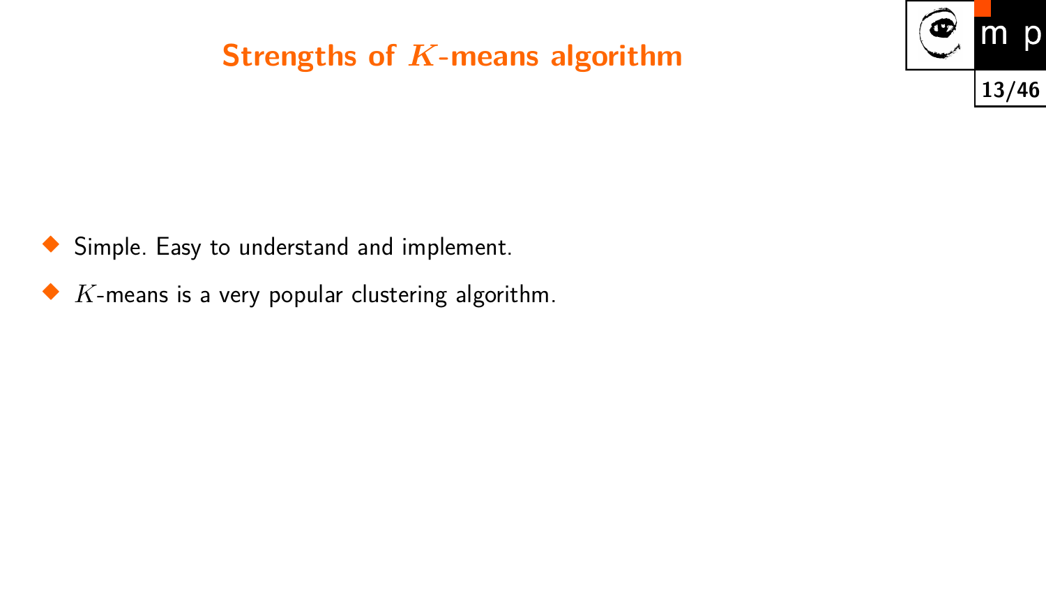# Strengths of $K$-means algorithm

- Simple. Easy to understand and implement.
- $K$-means is a very popular clustering algorithm.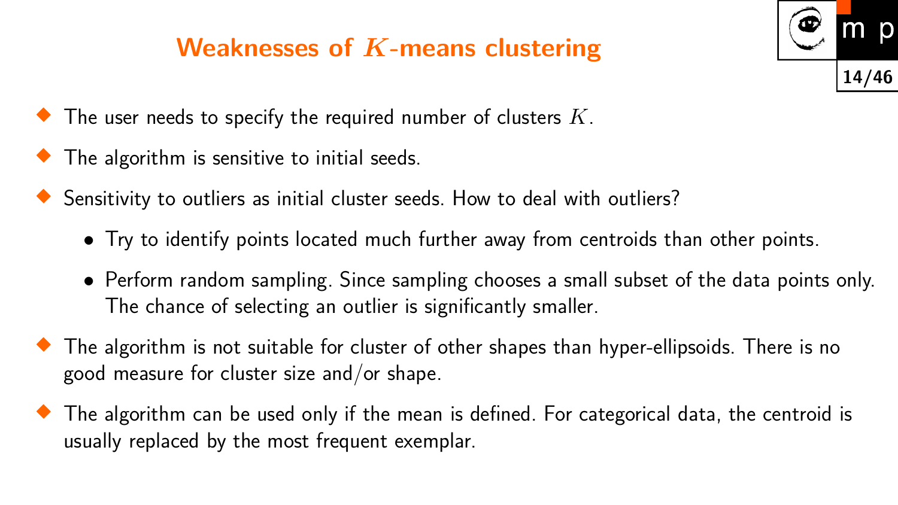# Weaknesses of $K$-means clustering

- The user needs to specify the required number of clusters $K$.
- The algorithm is sensitive to initial seeds.
- Sensitivity to outliers as initial cluster seeds. How to deal with outliers?
  - Try to identify points located much further away from centroids than other points.
  - Perform random sampling. Since sampling chooses a small subset of the data points only. The chance of selecting an outlier is significantly smaller.
- The algorithm is not suitable for cluster of other shapes than hyper-ellipsoids. There is no good measure for cluster size and/or shape.
- The algorithm can be used only if the mean is defined. For categorical data, the centroid is usually replaced by the most frequent exemplar.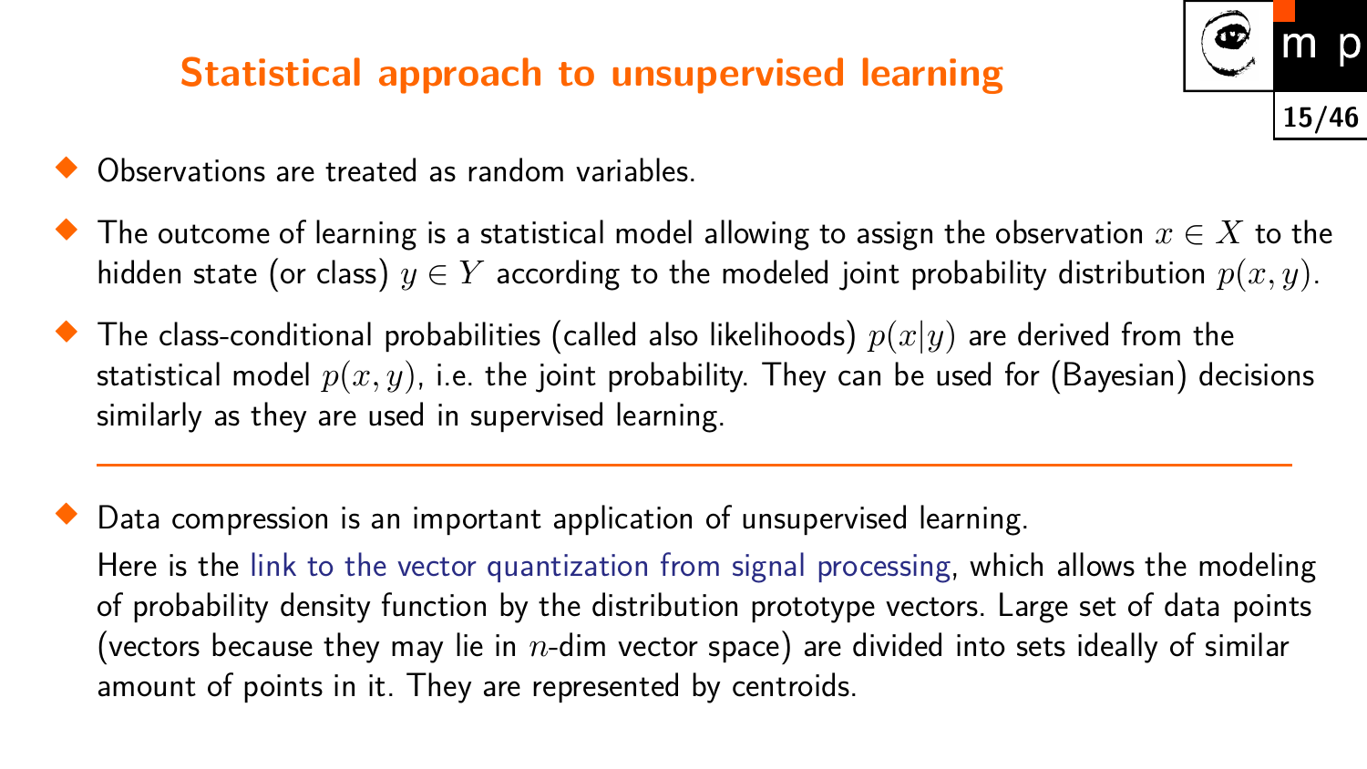# Statistical approach to unsupervised learning

- Observations are treated as random variables.
- The outcome of learning is a statistical model allowing to assign the observation $x \in X$ to the hidden state (or class) $y \in Y$ according to the modeled joint probability distribution $p(x, y)$.
- The class-conditional probabilities (called also likelihoods) $p(x|y)$ are derived from the statistical model $p(x, y)$, i.e. the joint probability. They can be used for (Bayesian) decisions similarly as they are used in supervised learning.

---

- Data compression is an important application of unsupervised learning.

  Here is the link to the vector quantization from signal processing, which allows the modeling of probability density function by the distribution prototype vectors. Large set of data points (vectors because they may lie in $n$-dim vector space) are divided into sets ideally of similar amount of points in it. They are represented by centroids.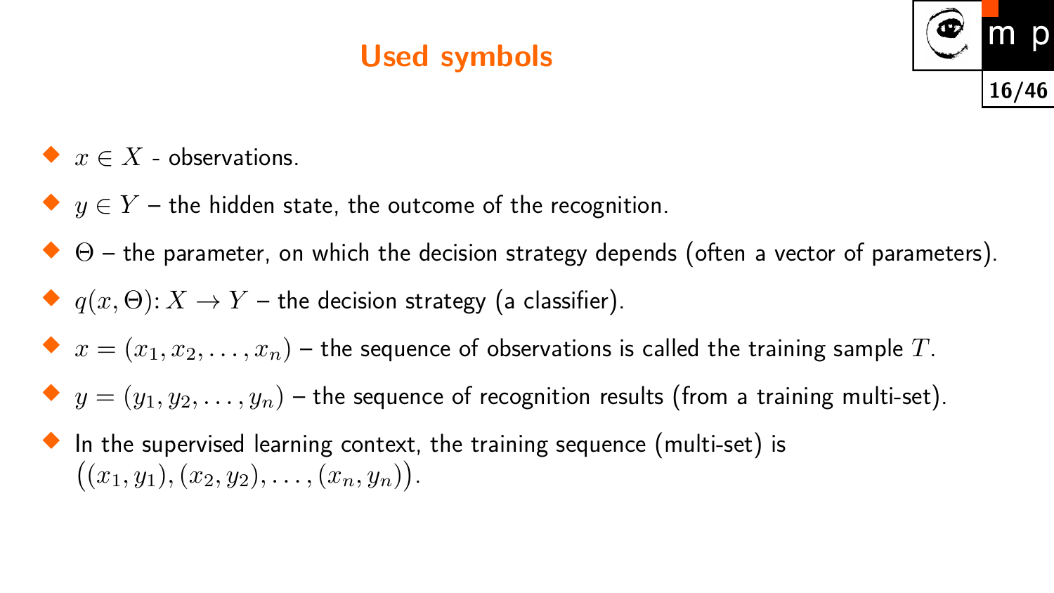# Used symbols

- $x \in X$ - observations.
- $y \in Y$ – the hidden state, the outcome of the recognition.
- $\Theta$ – the parameter, on which the decision strategy depends (often a vector of parameters).
- $q(x, \Theta)\colon X \to Y$ – the decision strategy (a classifier).
- $x = (x_1, x_2, \ldots, x_n)$ – the sequence of observations is called the training sample $T$.
- $y = (y_1, y_2, \ldots, y_n)$ – the sequence of recognition results (from a training multi-set).
- In the supervised learning context, the training sequence (multi-set) is $\big((x_1, y_1), (x_2, y_2), \ldots, (x_n, y_n)\big)$.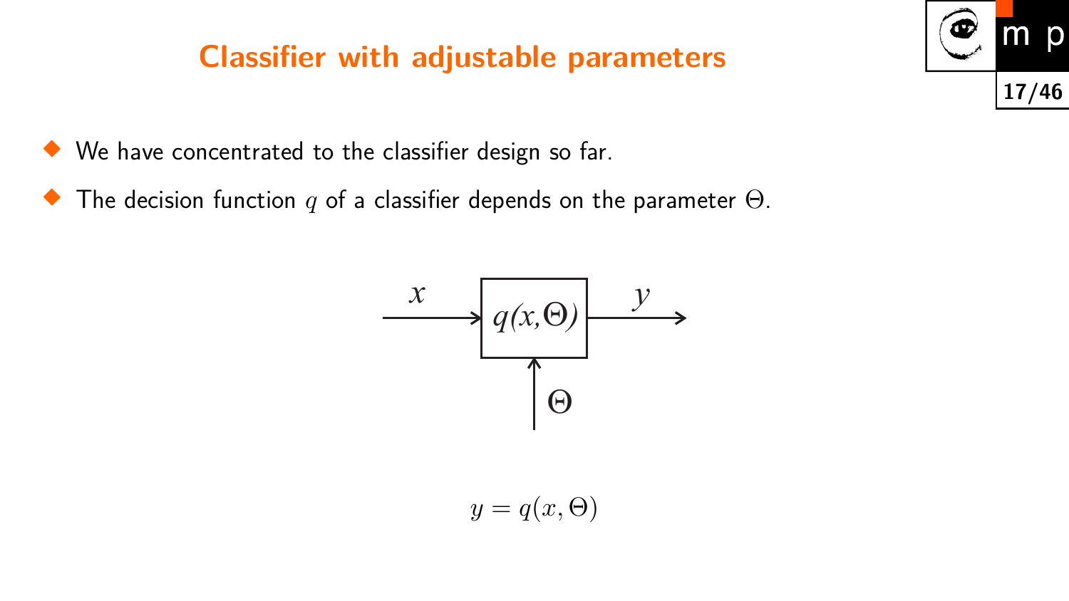# Classifier with adjustable parameters

- We have concentrated to the classifier design so far.
- The decision function $q$ of a classifier depends on the parameter $\Theta$.

$$y = q(x, \Theta)$$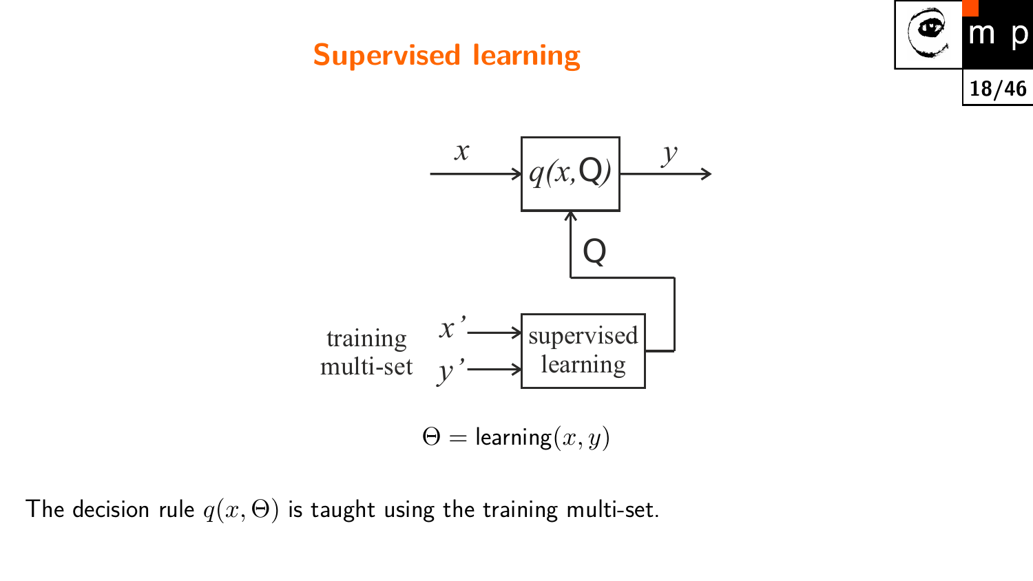# Supervised learning

$$\Theta = \text{learning}(x, y)$$

The decision rule $q(x, \Theta)$ is taught using the training multi-set.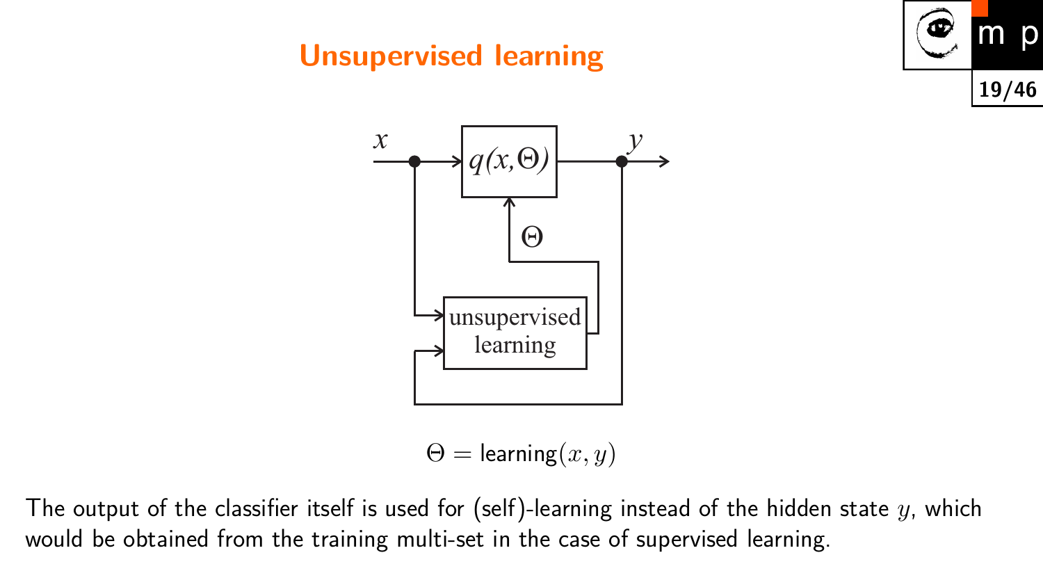# Unsupervised learning

$$\Theta = \text{learning}(x, y)$$

The output of the classifier itself is used for (self)-learning instead of the hidden state $y$, which would be obtained from the training multi-set in the case of supervised learning.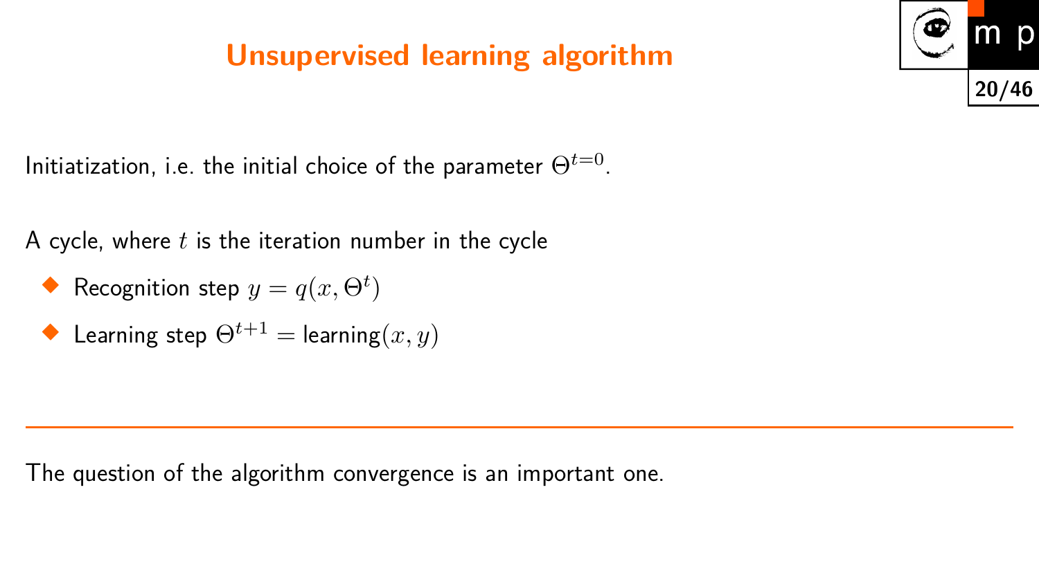# Unsupervised learning algorithm

Initiatization, i.e. the initial choice of the parameter $\Theta^{t=0}$.

A cycle, where $t$ is the iteration number in the cycle

- Recognition step $y = q(x, \Theta^t)$
- Learning step $\Theta^{t+1} = \text{learning}(x, y)$

---

The question of the algorithm convergence is an important one.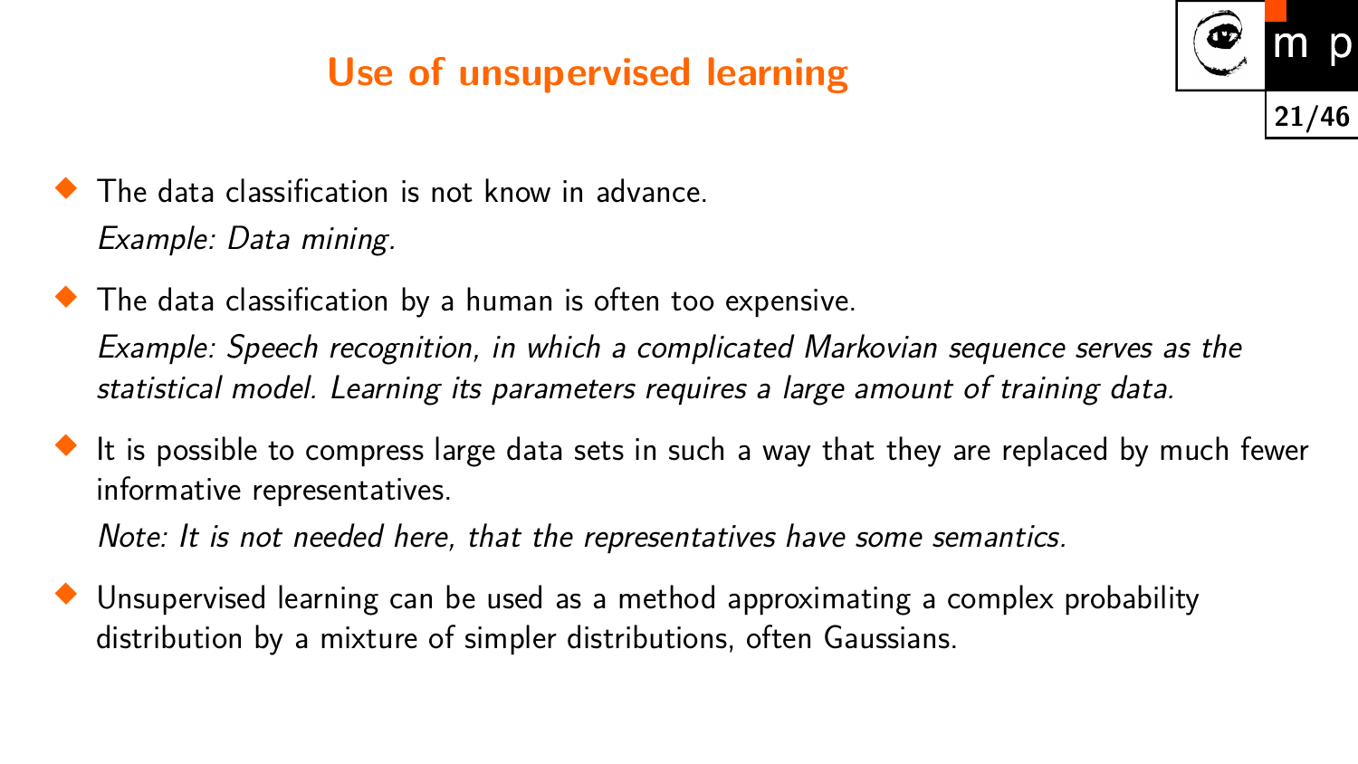# Use of unsupervised learning

- The data classification is not know in advance.
  *Example: Data mining.*

- The data classification by a human is often too expensive.
  *Example: Speech recognition, in which a complicated Markovian sequence serves as the statistical model. Learning its parameters requires a large amount of training data.*

- It is possible to compress large data sets in such a way that they are replaced by much fewer informative representatives.
  *Note: It is not needed here, that the representatives have some semantics.*

- Unsupervised learning can be used as a method approximating a complex probability distribution by a mixture of simpler distributions, often Gaussians.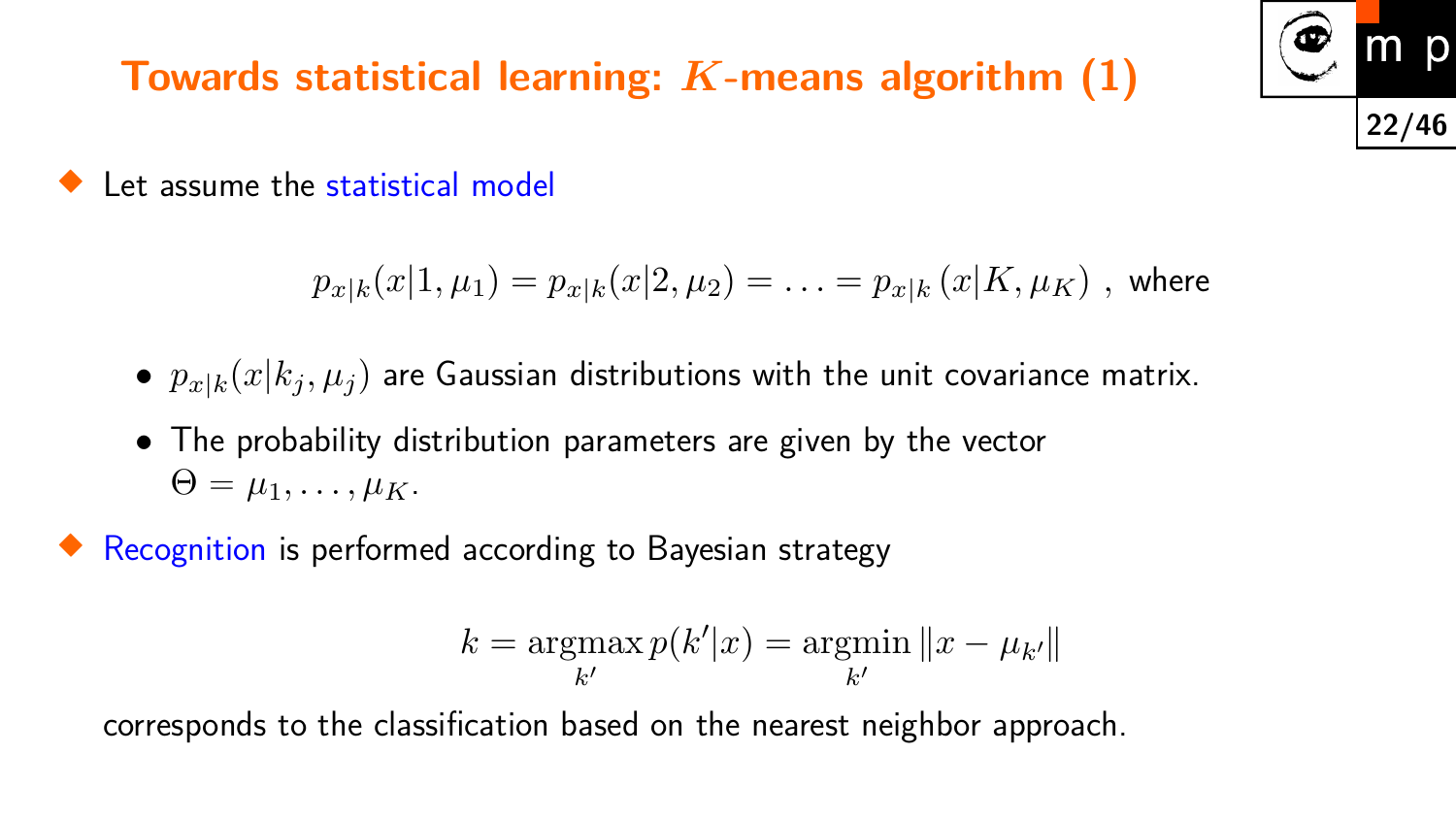# Towards statistical learning: $K$-means algorithm (1)

- Let assume the statistical model

$$p_{x|k}(x|1,\mu_1) = p_{x|k}(x|2,\mu_2) = \ldots = p_{x|k}\left(x|K,\mu_K\right) \ , \text{ where}$$

  - $p_{x|k}(x|k_j,\mu_j)$ are Gaussian distributions with the unit covariance matrix.
  - The probability distribution parameters are given by the vector $\Theta = \mu_1,\ldots,\mu_K$.

- Recognition is performed according to Bayesian strategy

$$k = \operatorname*{argmax}_{k'} p(k'|x) = \operatorname*{argmin}_{k'} \|x - \mu_{k'}\|$$

corresponds to the classification based on the nearest neighbor approach.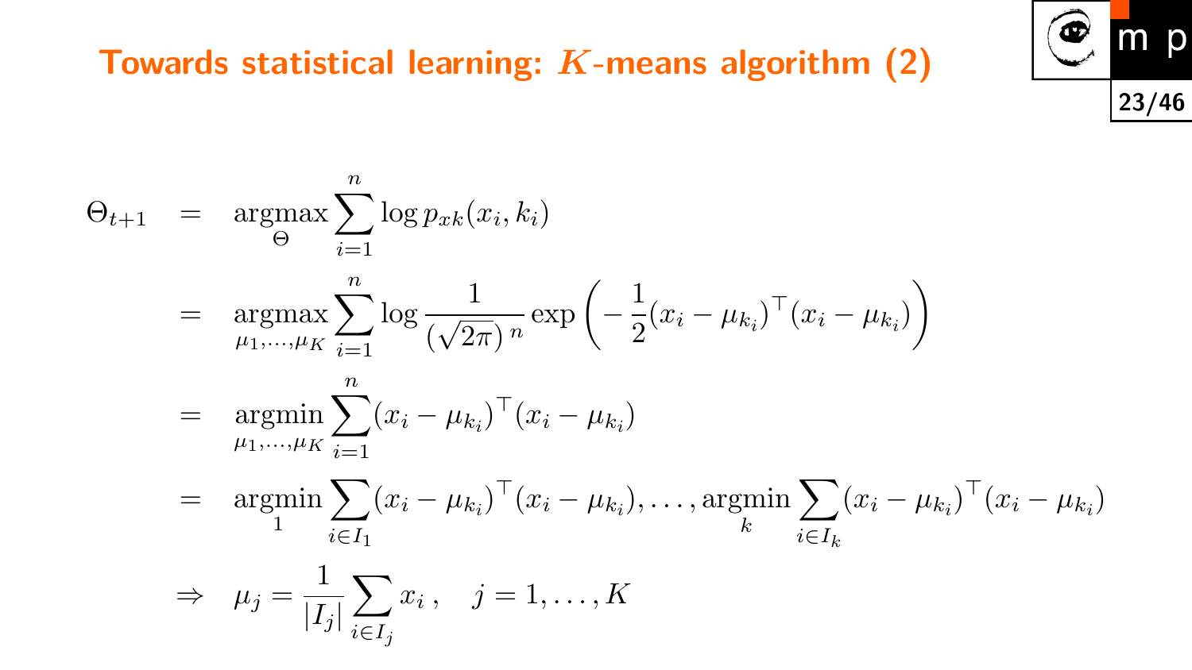# Towards statistical learning: $K$-means algorithm (2)

$$
\begin{aligned}
\Theta_{t+1} &= \operatorname*{argmax}_{\Theta} \sum_{i=1}^{n} \log p_{xk}(x_i, k_i) \\
&= \operatorname*{argmax}_{\mu_1,\ldots,\mu_K} \sum_{i=1}^{n} \log \frac{1}{\left(\sqrt{2\pi}\right)^n} \exp\left(-\frac{1}{2}(x_i - \mu_{k_i})^\top (x_i - \mu_{k_i})\right) \\
&= \operatorname*{argmin}_{\mu_1,\ldots,\mu_K} \sum_{i=1}^{n} (x_i - \mu_{k_i})^\top (x_i - \mu_{k_i}) \\
&= \operatorname*{argmin}_{1} \sum_{i \in I_1} (x_i - \mu_{k_i})^\top (x_i - \mu_{k_i}), \ldots, \operatorname*{argmin}_{k} \sum_{i \in I_k} (x_i - \mu_{k_i})^\top (x_i - \mu_{k_i}) \\
&\Rightarrow \quad \mu_j = \frac{1}{|I_j|} \sum_{i \in I_j} x_i \,, \quad j = 1, \ldots, K
\end{aligned}
$$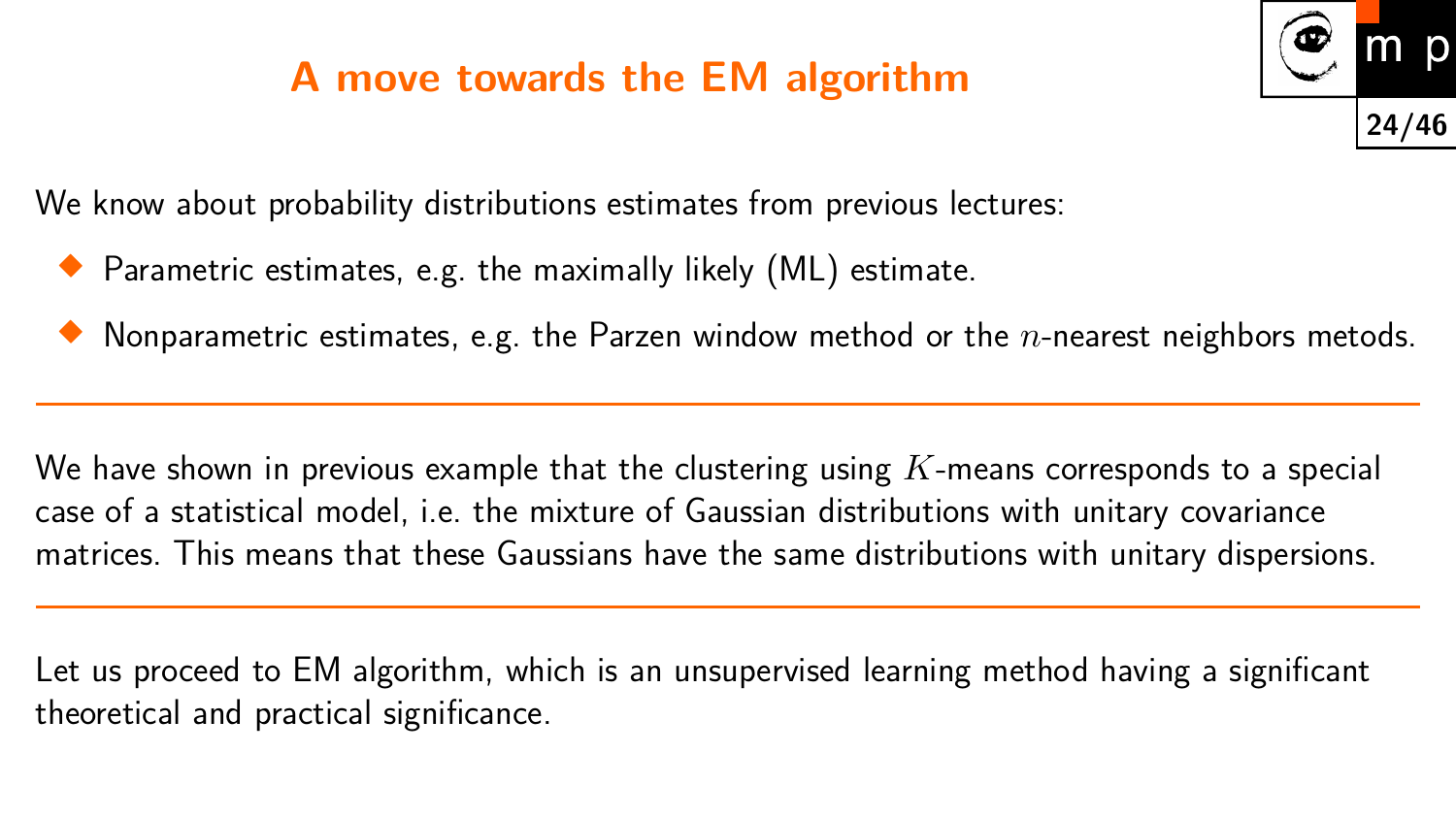# A move towards the EM algorithm

We know about probability distributions estimates from previous lectures:

- Parametric estimates, e.g. the maximally likely (ML) estimate.
- Nonparametric estimates, e.g. the Parzen window method or the $n$-nearest neighbors metods.

---

We have shown in previous example that the clustering using $K$-means corresponds to a special case of a statistical model, i.e. the mixture of Gaussian distributions with unitary covariance matrices. This means that these Gaussians have the same distributions with unitary dispersions.

---

Let us proceed to EM algorithm, which is an unsupervised learning method having a significant theoretical and practical significance.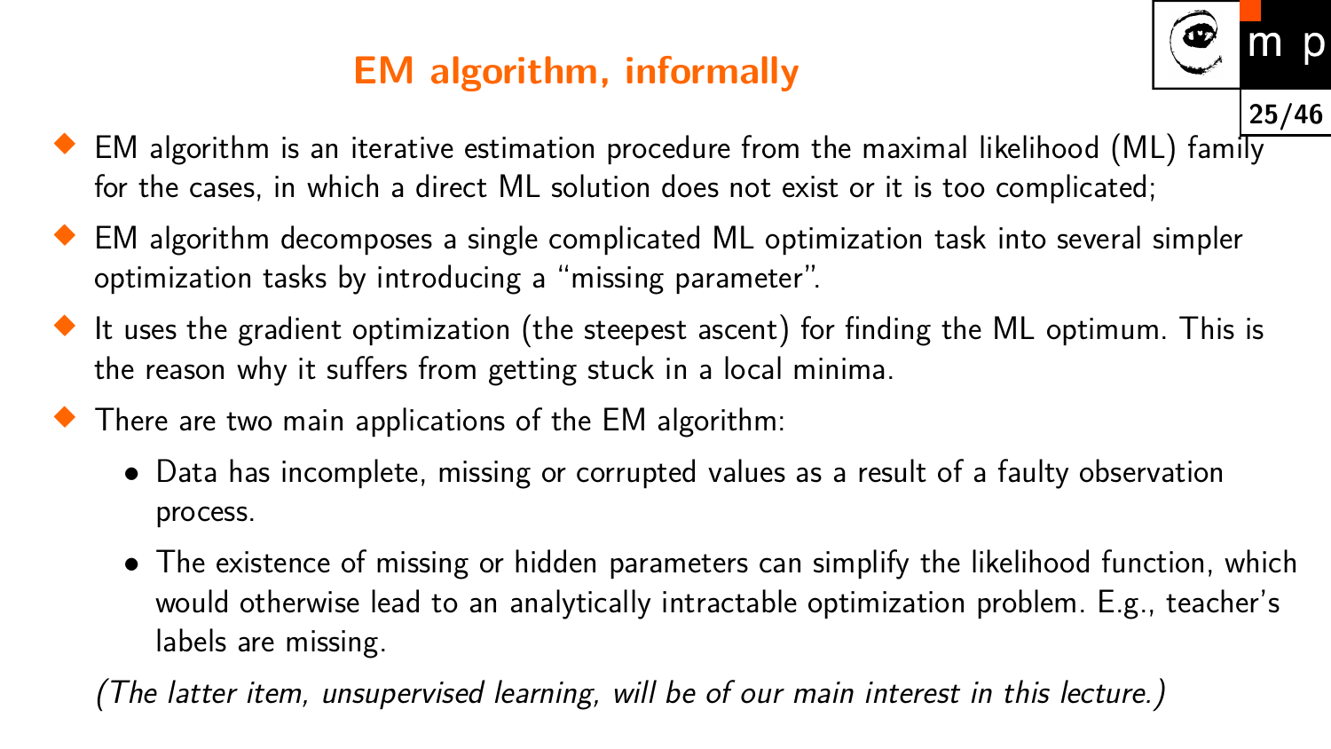# EM algorithm, informally

- EM algorithm is an iterative estimation procedure from the maximal likelihood (ML) family for the cases, in which a direct ML solution does not exist or it is too complicated;
- EM algorithm decomposes a single complicated ML optimization task into several simpler optimization tasks by introducing a "missing parameter".
- It uses the gradient optimization (the steepest ascent) for finding the ML optimum. This is the reason why it suffers from getting stuck in a local minima.
- There are two main applications of the EM algorithm:
  - Data has incomplete, missing or corrupted values as a result of a faulty observation process.
  - The existence of missing or hidden parameters can simplify the likelihood function, which would otherwise lead to an analytically intractable optimization problem. E.g., teacher's labels are missing.

*(The latter item, unsupervised learning, will be of our main interest in this lecture.)*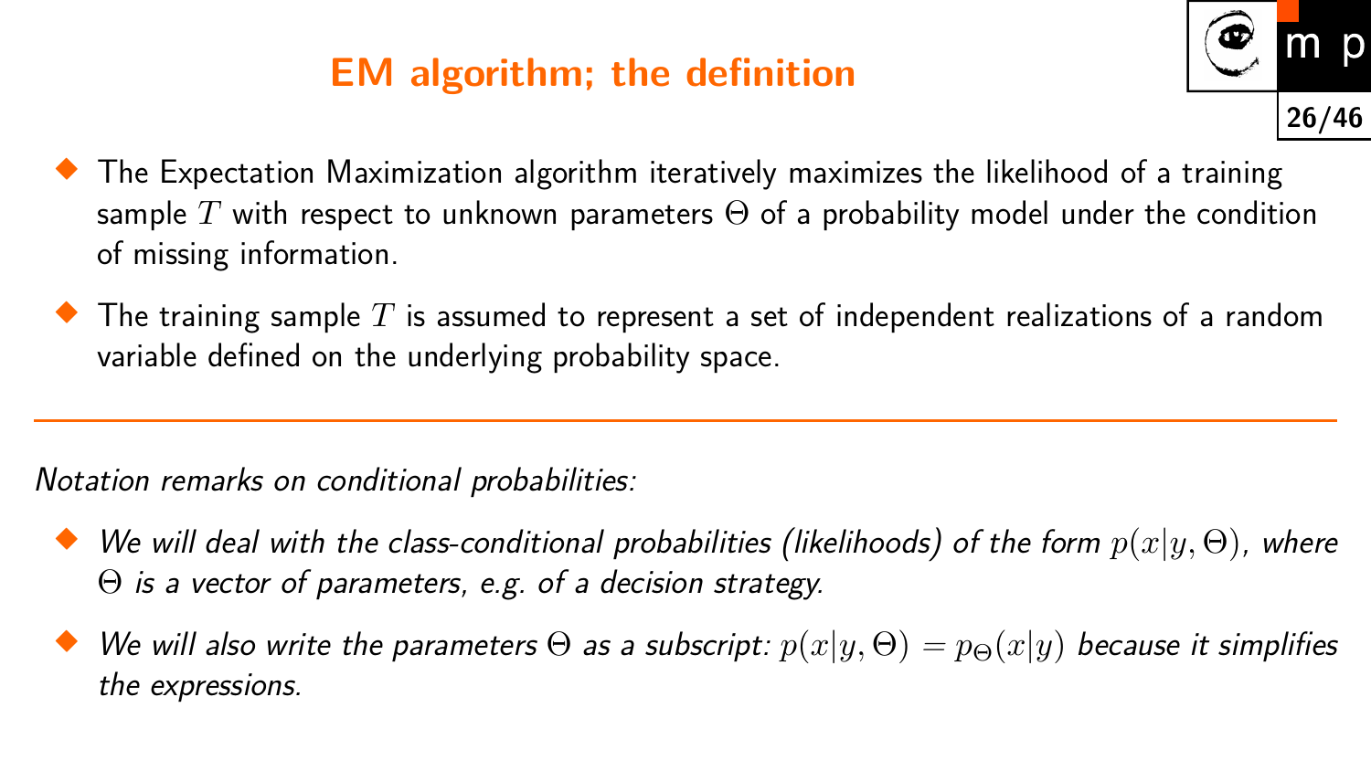# EM algorithm; the definition

- The Expectation Maximization algorithm iteratively maximizes the likelihood of a training sample $T$ with respect to unknown parameters $\Theta$ of a probability model under the condition of missing information.
- The training sample $T$ is assumed to represent a set of independent realizations of a random variable defined on the underlying probability space.

---

*Notation remarks on conditional probabilities:*

- *We will deal with the class-conditional probabilities (likelihoods) of the form* $p(x|y, \Theta)$*, where* $\Theta$ *is a vector of parameters, e.g. of a decision strategy.*
- *We will also write the parameters* $\Theta$ *as a subscript:* $p(x|y, \Theta) = p_\Theta(x|y)$ *because it simplifies the expressions.*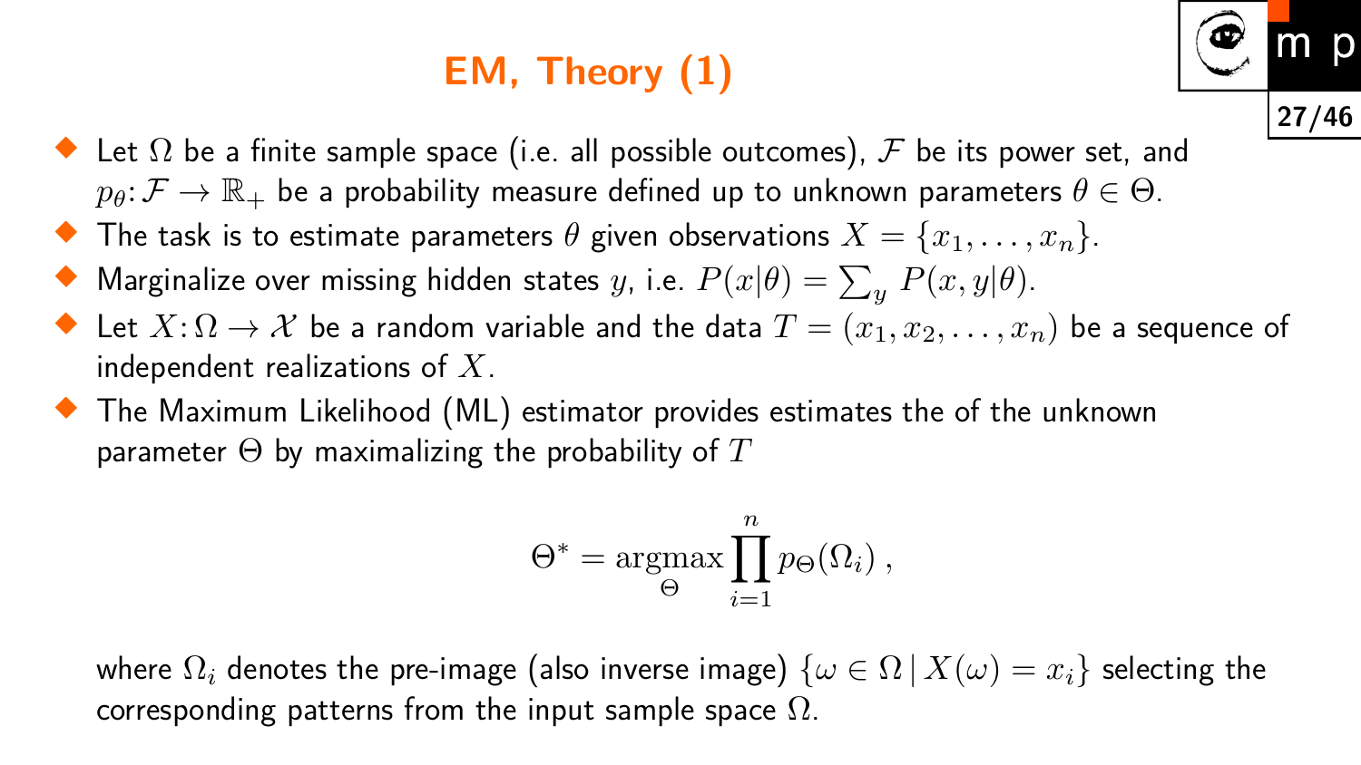# EM, Theory (1)

- Let $\Omega$ be a finite sample space (i.e. all possible outcomes), $\mathcal{F}$ be its power set, and $p_\theta \colon \mathcal{F} \to \mathbb{R}_+$ be a probability measure defined up to unknown parameters $\theta \in \Theta$.
- The task is to estimate parameters $\theta$ given observations $X = \{x_1, \ldots, x_n\}$.
- Marginalize over missing hidden states $y$, i.e. $P(x|\theta) = \sum_y P(x, y|\theta)$.
- Let $X \colon \Omega \to \mathcal{X}$ be a random variable and the data $T = (x_1, x_2, \ldots, x_n)$ be a sequence of independent realizations of $X$.
- The Maximum Likelihood (ML) estimator provides estimates the of the unknown parameter $\Theta$ by maximalizing the probability of $T$

$$\Theta^* = \operatorname*{argmax}_{\Theta} \prod_{i=1}^{n} p_\Theta(\Omega_i) \, ,$$

where $\Omega_i$ denotes the pre-image (also inverse image) $\{\omega \in \Omega \mid X(\omega) = x_i\}$ selecting the corresponding patterns from the input sample space $\Omega$.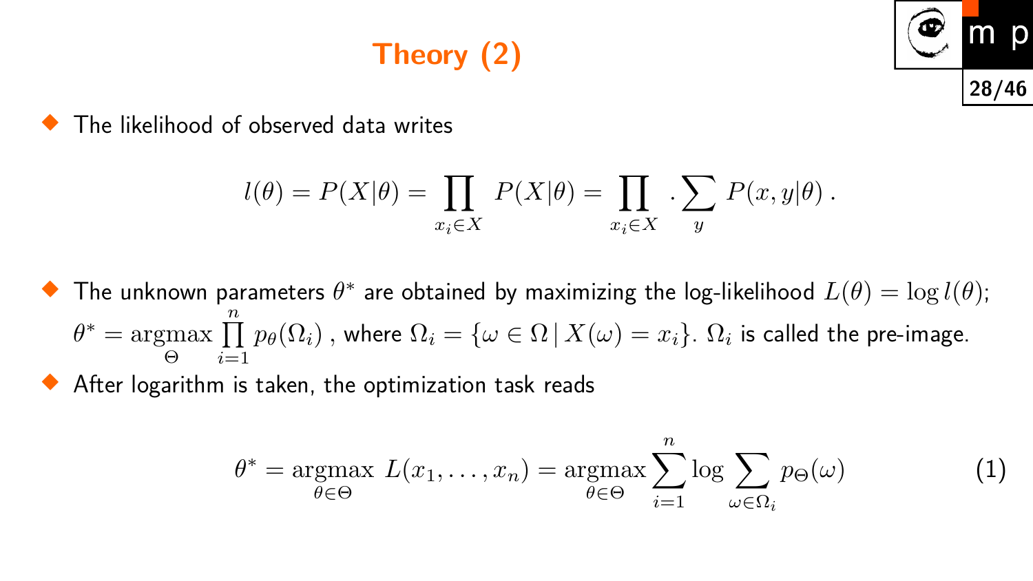# Theory (2)

- The likelihood of observed data writes

$$l(\theta) = P(X|\theta) = \prod_{x_i \in X} P(X|\theta) = \prod_{x_i \in X} . \sum_{y} P(x, y|\theta) \,.$$

- The unknown parameters $\theta^*$ are obtained by maximizing the log-likelihood $L(\theta) = \log l(\theta)$; $\theta^* = \underset{\Theta}{\operatorname{argmax}} \prod_{i=1}^{n} p_\theta(\Omega_i)$ , where $\Omega_i = \{\omega \in \Omega \,|\, X(\omega) = x_i\}$. $\Omega_i$ is called the pre-image.
- After logarithm is taken, the optimization task reads

$$\theta^* = \underset{\theta \in \Theta}{\operatorname{argmax}} \; L(x_1, \ldots, x_n) = \underset{\theta \in \Theta}{\operatorname{argmax}} \sum_{i=1}^{n} \log \sum_{\omega \in \Omega_i} p_\Theta(\omega) \tag{1}$$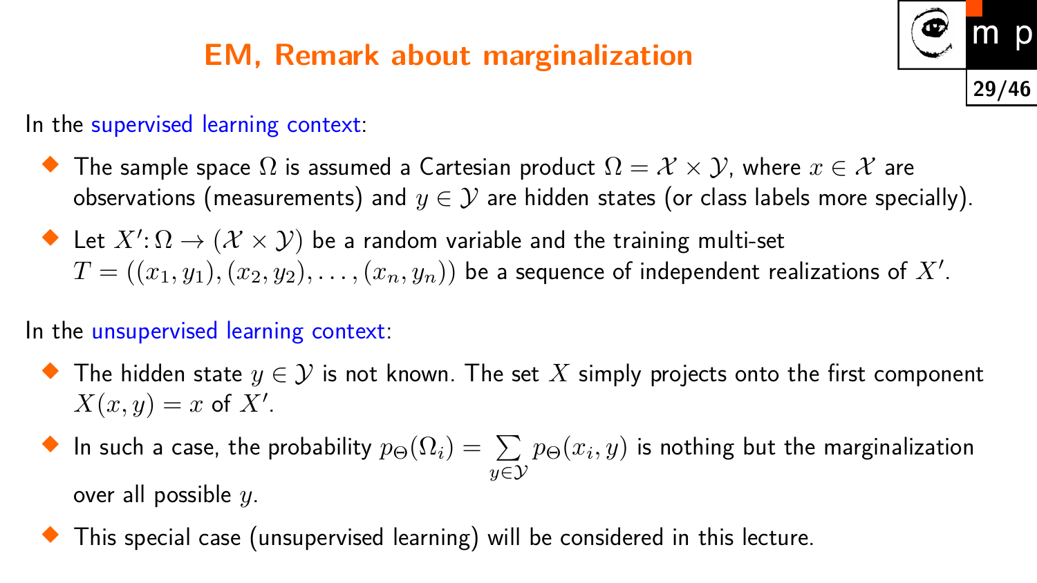# EM, Remark about marginalization

In the supervised learning context:

- The sample space $\Omega$ is assumed a Cartesian product $\Omega = \mathcal{X} \times \mathcal{Y}$, where $x \in \mathcal{X}$ are observations (measurements) and $y \in \mathcal{Y}$ are hidden states (or class labels more specially).
- Let $X' \colon \Omega \to (\mathcal{X} \times \mathcal{Y})$ be a random variable and the training multi-set $T = ((x_1, y_1), (x_2, y_2), \ldots, (x_n, y_n))$ be a sequence of independent realizations of $X'$.

In the unsupervised learning context:

- The hidden state $y \in \mathcal{Y}$ is not known. The set $X$ simply projects onto the first component $X(x, y) = x$ of $X'$.
- In such a case, the probability $p_\Theta(\Omega_i) = \sum\limits_{y \in \mathcal{Y}} p_\Theta(x_i, y)$ is nothing but the marginalization over all possible $y$.
- This special case (unsupervised learning) will be considered in this lecture.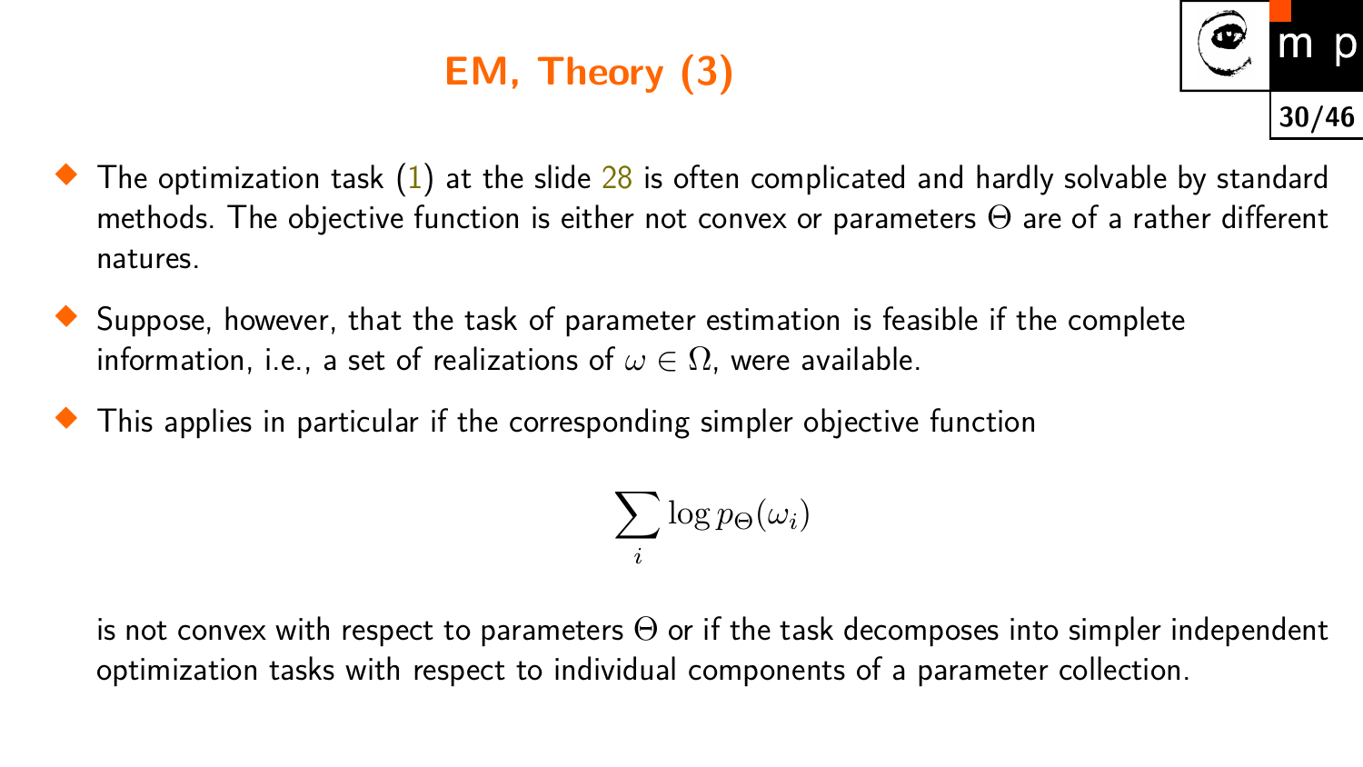# EM, Theory (3)

- The optimization task (1) at the slide 28 is often complicated and hardly solvable by standard methods. The objective function is either not convex or parameters $\Theta$ are of a rather different natures.
- Suppose, however, that the task of parameter estimation is feasible if the complete information, i.e., a set of realizations of $\omega \in \Omega$, were available.
- This applies in particular if the corresponding simpler objective function

$$\sum_i \log p_\Theta(\omega_i)$$

is not convex with respect to parameters $\Theta$ or if the task decomposes into simpler independent optimization tasks with respect to individual components of a parameter collection.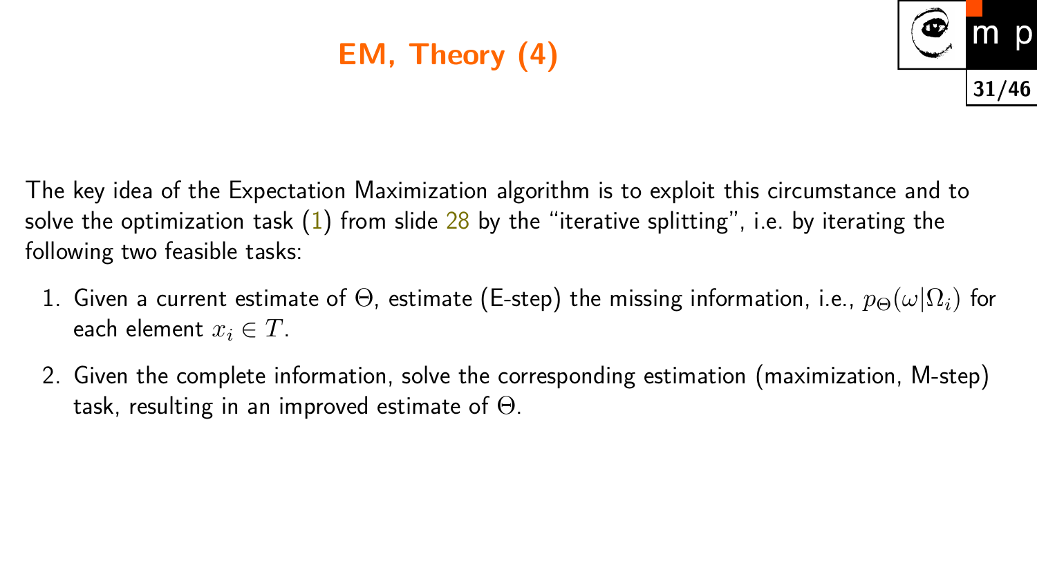# EM, Theory (4)

The key idea of the Expectation Maximization algorithm is to exploit this circumstance and to solve the optimization task (1) from slide 28 by the "iterative splitting", i.e. by iterating the following two feasible tasks:

1. Given a current estimate of $\Theta$, estimate (E-step) the missing information, i.e., $p_\Theta(\omega|\Omega_i)$ for each element $x_i \in T$.
2. Given the complete information, solve the corresponding estimation (maximization, M-step) task, resulting in an improved estimate of $\Theta$.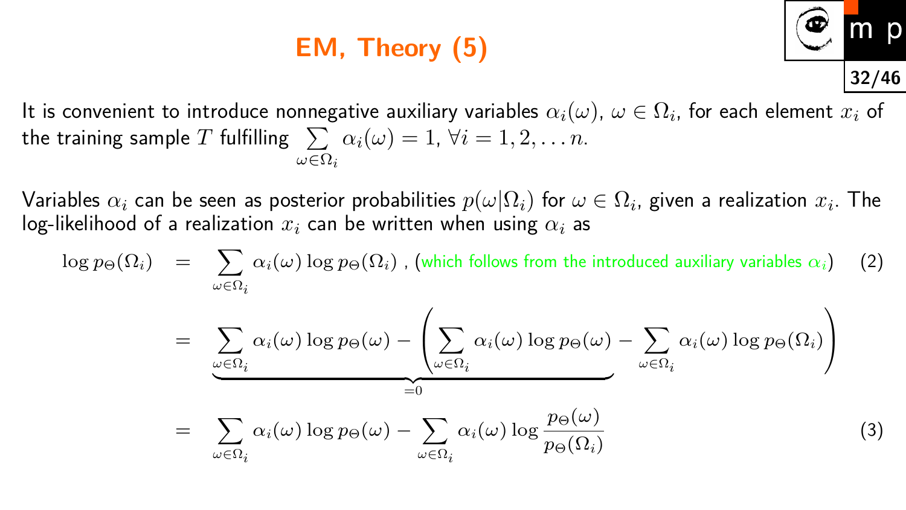# EM, Theory (5)

It is convenient to introduce nonnegative auxiliary variables $\alpha_i(\omega)$, $\omega \in \Omega_i$, for each element $x_i$ of the training sample $T$ fulfilling $\sum_{\omega \in \Omega_i} \alpha_i(\omega) = 1$, $\forall i = 1, 2, \ldots n$.

Variables $\alpha_i$ can be seen as posterior probabilities $p(\omega|\Omega_i)$ for $\omega \in \Omega_i$, given a realization $x_i$. The log-likelihood of a realization $x_i$ can be written when using $\alpha_i$ as

$$
\begin{aligned}
\log p_\Theta(\Omega_i) &= \sum_{\omega \in \Omega_i} \alpha_i(\omega) \log p_\Theta(\Omega_i) \text{ , (which follows from the introduced auxiliary variables } \alpha_i\text{)} \qquad (2) \\
&= \underbrace{\sum_{\omega \in \Omega_i} \alpha_i(\omega) \log p_\Theta(\omega) - \left( \sum_{\omega \in \Omega_i} \alpha_i(\omega) \log p_\Theta(\omega)\right.}_{=0} \left. - \sum_{\omega \in \Omega_i} \alpha_i(\omega) \log p_\Theta(\Omega_i) \right) \\
&= \sum_{\omega \in \Omega_i} \alpha_i(\omega) \log p_\Theta(\omega) - \sum_{\omega \in \Omega_i} \alpha_i(\omega) \log \frac{p_\Theta(\omega)}{p_\Theta(\Omega_i)} \qquad (3)
\end{aligned}
$$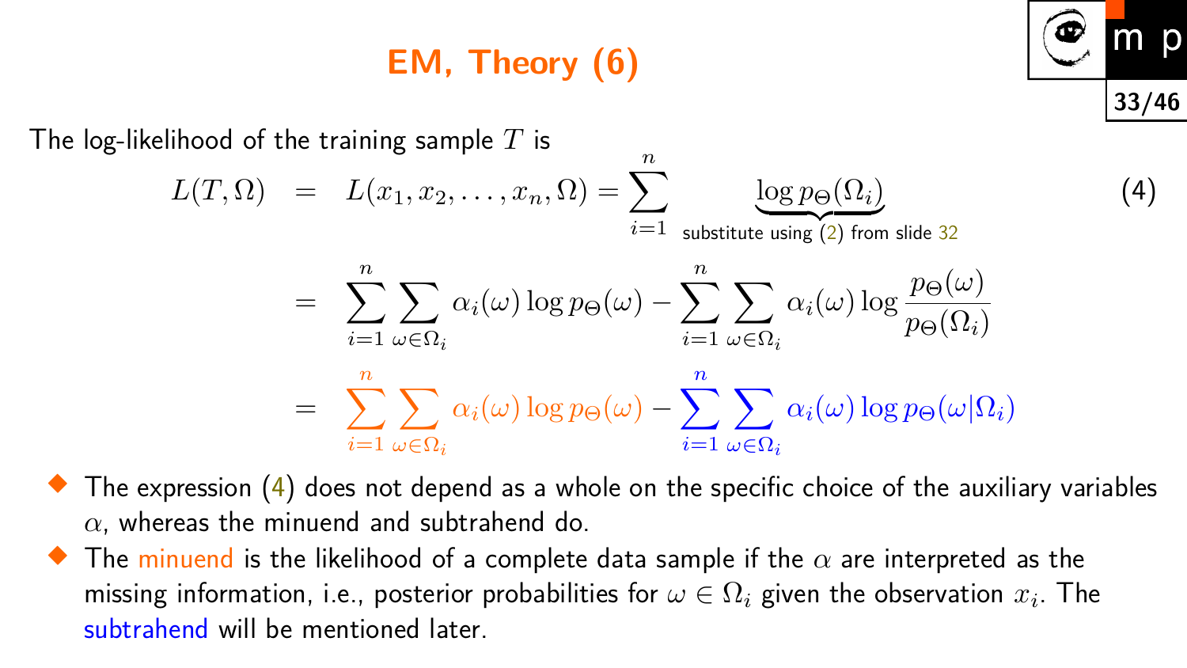# EM, Theory (6)

The log-likelihood of the training sample $T$ is

$$
\begin{aligned}
L(T,\Omega) &= L(x_1, x_2, \ldots, x_n, \Omega) = \sum_{i=1}^{n} \underbrace{\log p_\Theta(\Omega_i)}_{\text{substitute using (2) from slide 32}} \\
&= \sum_{i=1}^{n} \sum_{\omega \in \Omega_i} \alpha_i(\omega) \log p_\Theta(\omega) - \sum_{i=1}^{n} \sum_{\omega \in \Omega_i} \alpha_i(\omega) \log \frac{p_\Theta(\omega)}{p_\Theta(\Omega_i)} \\
&= \sum_{i=1}^{n} \sum_{\omega \in \Omega_i} \alpha_i(\omega) \log p_\Theta(\omega) - \sum_{i=1}^{n} \sum_{\omega \in \Omega_i} \alpha_i(\omega) \log p_\Theta(\omega|\Omega_i)
\end{aligned}
\tag{4}
$$

- The expression (4) does not depend as a whole on the specific choice of the auxiliary variables $\alpha$, whereas the minuend and subtrahend do.
- The minuend is the likelihood of a complete data sample if the $\alpha$ are interpreted as the missing information, i.e., posterior probabilities for $\omega \in \Omega_i$ given the observation $x_i$. The subtrahend will be mentioned later.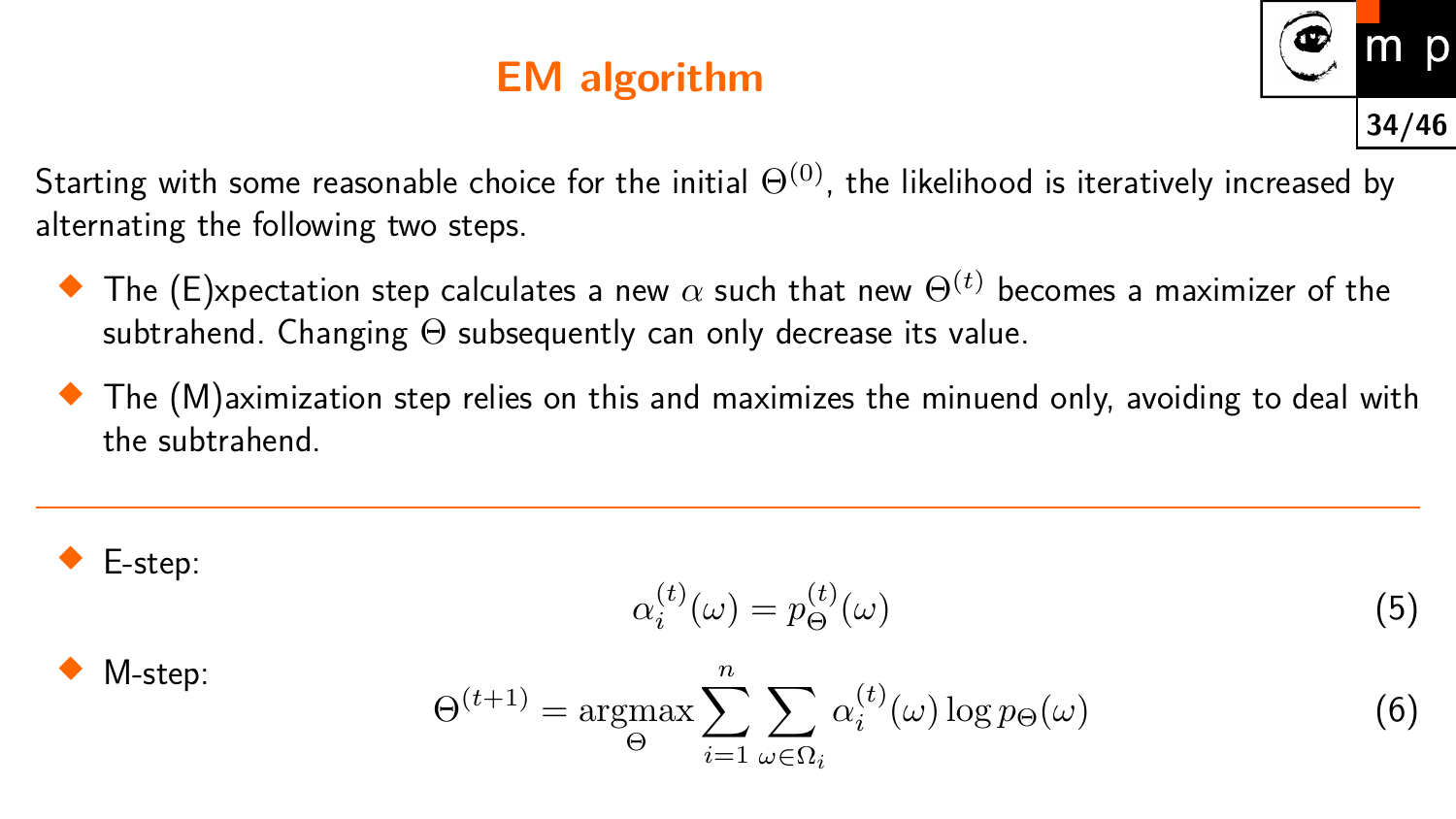# EM algorithm

Starting with some reasonable choice for the initial $\Theta^{(0)}$, the likelihood is iteratively increased by alternating the following two steps.

- The (E)xpectation step calculates a new $\alpha$ such that new $\Theta^{(t)}$ becomes a maximizer of the subtrahend. Changing $\Theta$ subsequently can only decrease its value.
- The (M)aximization step relies on this and maximizes the minuend only, avoiding to deal with the subtrahend.

---

- E-step:

$$\alpha_i^{(t)}(\omega) = p_\Theta^{(t)}(\omega) \tag{5}$$

- M-step:

$$\Theta^{(t+1)} = \underset{\Theta}{\operatorname{argmax}} \sum_{i=1}^{n} \sum_{\omega \in \Omega_i} \alpha_i^{(t)}(\omega) \log p_\Theta(\omega) \tag{6}$$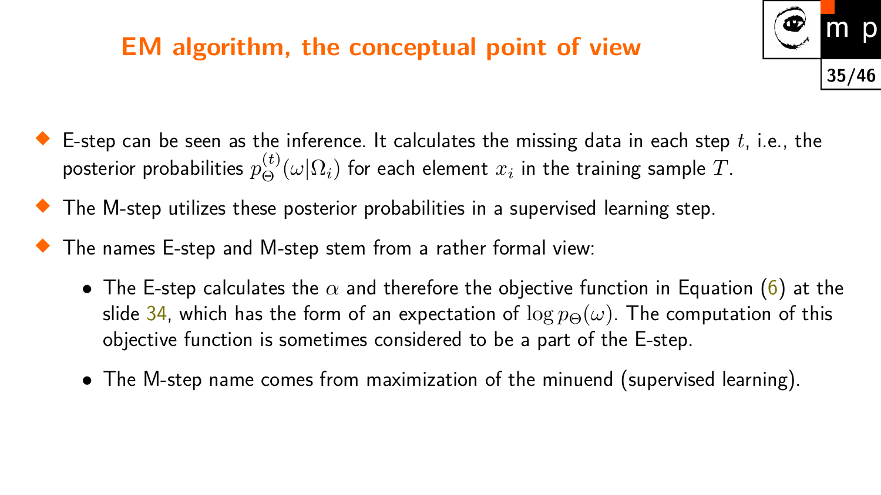# EM algorithm, the conceptual point of view

- E-step can be seen as the inference. It calculates the missing data in each step $t$, i.e., the posterior probabilities $p_\Theta^{(t)}(\omega|\Omega_i)$ for each element $x_i$ in the training sample $T$.
- The M-step utilizes these posterior probabilities in a supervised learning step.
- The names E-step and M-step stem from a rather formal view:
  - The E-step calculates the $\alpha$ and therefore the objective function in Equation (6) at the slide 34, which has the form of an expectation of $\log p_\Theta(\omega)$. The computation of this objective function is sometimes considered to be a part of the E-step.
  - The M-step name comes from maximization of the minuend (supervised learning).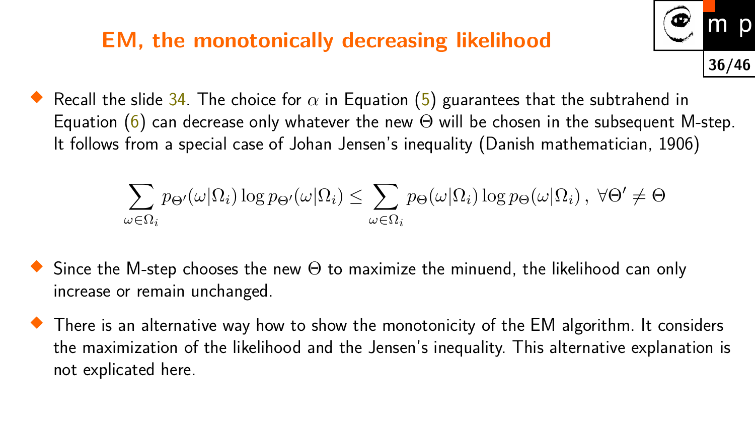## EM, the monotonically decreasing likelihood

- Recall the slide 34. The choice for $\alpha$ in Equation (5) guarantees that the subtrahend in Equation (6) can decrease only whatever the new $\Theta$ will be chosen in the subsequent M-step. It follows from a special case of Johan Jensen's inequality (Danish mathematician, 1906)

$$\sum_{\omega \in \Omega_i} p_{\Theta'}(\omega|\Omega_i) \log p_{\Theta'}(\omega|\Omega_i) \leq \sum_{\omega \in \Omega_i} p_{\Theta}(\omega|\Omega_i) \log p_{\Theta}(\omega|\Omega_i)\,,\ \forall \Theta' \neq \Theta$$

- Since the M-step chooses the new $\Theta$ to maximize the minuend, the likelihood can only increase or remain unchanged.

- There is an alternative way how to show the monotonicity of the EM algorithm. It considers the maximization of the likelihood and the Jensen's inequality. This alternative explanation is not explicated here.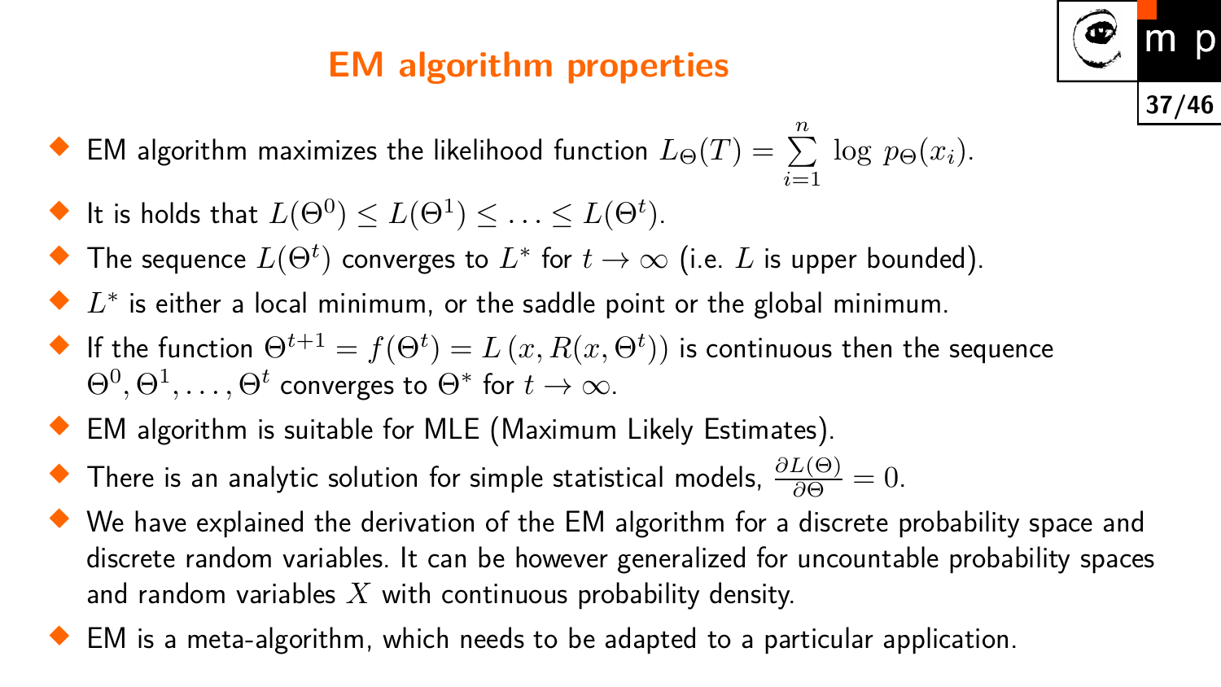# EM algorithm properties

- EM algorithm maximizes the likelihood function $L_\Theta(T) = \sum_{i=1}^{n} \log\, p_\Theta(x_i)$.
- It is holds that $L(\Theta^0) \leq L(\Theta^1) \leq \ldots \leq L(\Theta^t)$.
- The sequence $L(\Theta^t)$ converges to $L^*$ for $t \to \infty$ (i.e. $L$ is upper bounded).
- $L^*$ is either a local minimum, or the saddle point or the global minimum.
- If the function $\Theta^{t+1} = f(\Theta^t) = L\left(x, R(x, \Theta^t)\right)$ is continuous then the sequence $\Theta^0, \Theta^1, \ldots, \Theta^t$ converges to $\Theta^*$ for $t \to \infty$.
- EM algorithm is suitable for MLE (Maximum Likely Estimates).
- There is an analytic solution for simple statistical models, $\frac{\partial L(\Theta)}{\partial \Theta} = 0$.
- We have explained the derivation of the EM algorithm for a discrete probability space and discrete random variables. It can be however generalized for uncountable probability spaces and random variables $X$ with continuous probability density.
- EM is a meta-algorithm, which needs to be adapted to a particular application.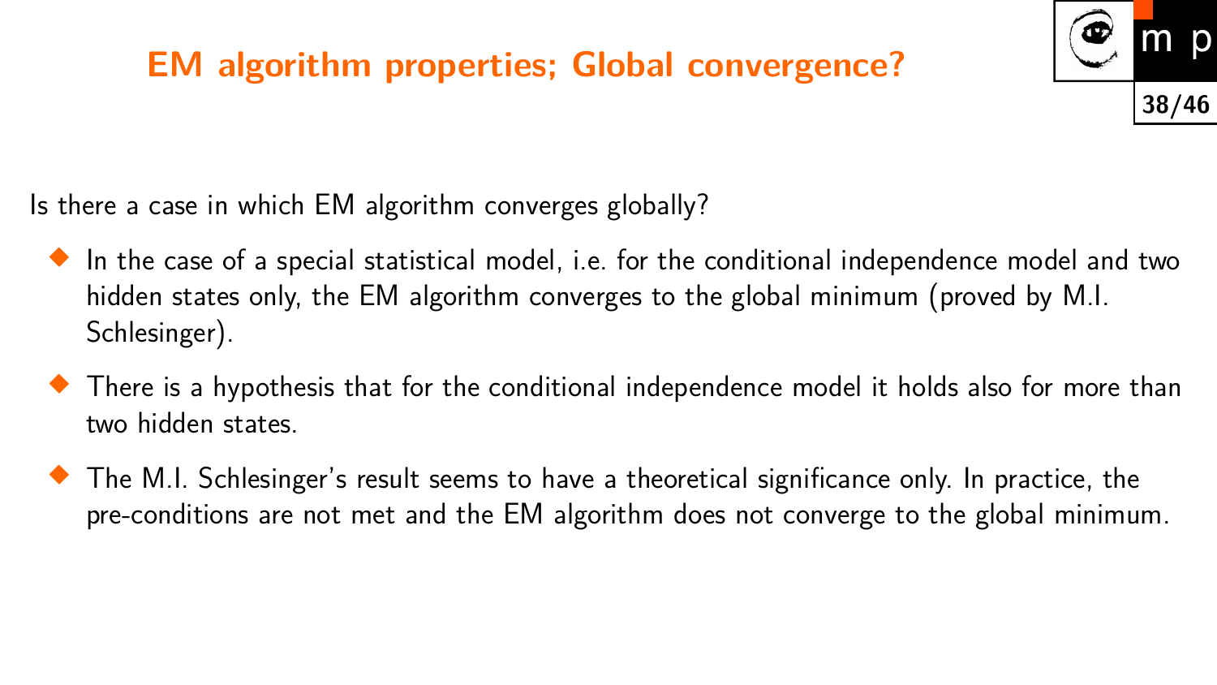# EM algorithm properties; Global convergence?

Is there a case in which EM algorithm converges globally?

- In the case of a special statistical model, i.e. for the conditional independence model and two hidden states only, the EM algorithm converges to the global minimum (proved by M.I. Schlesinger).
- There is a hypothesis that for the conditional independence model it holds also for more than two hidden states.
- The M.I. Schlesinger's result seems to have a theoretical significance only. In practice, the pre-conditions are not met and the EM algorithm does not converge to the global minimum.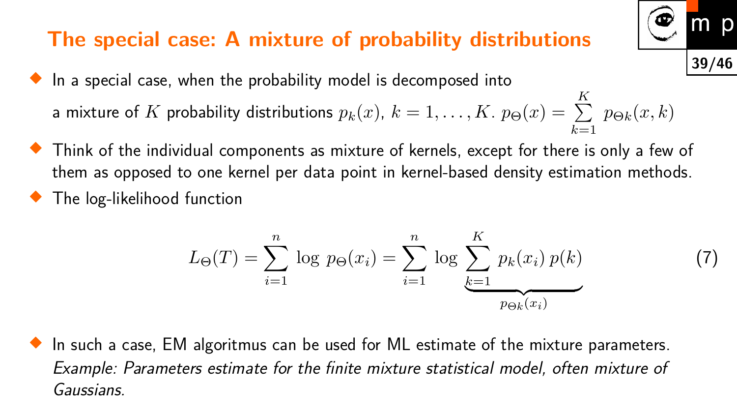# The special case: A mixture of probability distributions

- In a special case, when the probability model is decomposed into a mixture of $K$ probability distributions $p_k(x)$, $k = 1, \ldots, K$. $p_\Theta(x) = \sum_{k=1}^{K} p_{\Theta k}(x, k)$
- Think of the individual components as mixture of kernels, except for there is only a few of them as opposed to one kernel per data point in kernel-based density estimation methods.
- The log-likelihood function

$$L_\Theta(T) = \sum_{i=1}^{n} \log\, p_\Theta(x_i) = \sum_{i=1}^{n} \log \underbrace{\sum_{k=1}^{K} p_k(x_i)\, p(k)}_{p_{\Theta k}(x_i)} \tag{7}$$

- In such a case, EM algoritmus can be used for ML estimate of the mixture parameters. *Example: Parameters estimate for the finite mixture statistical model, often mixture of Gaussians.*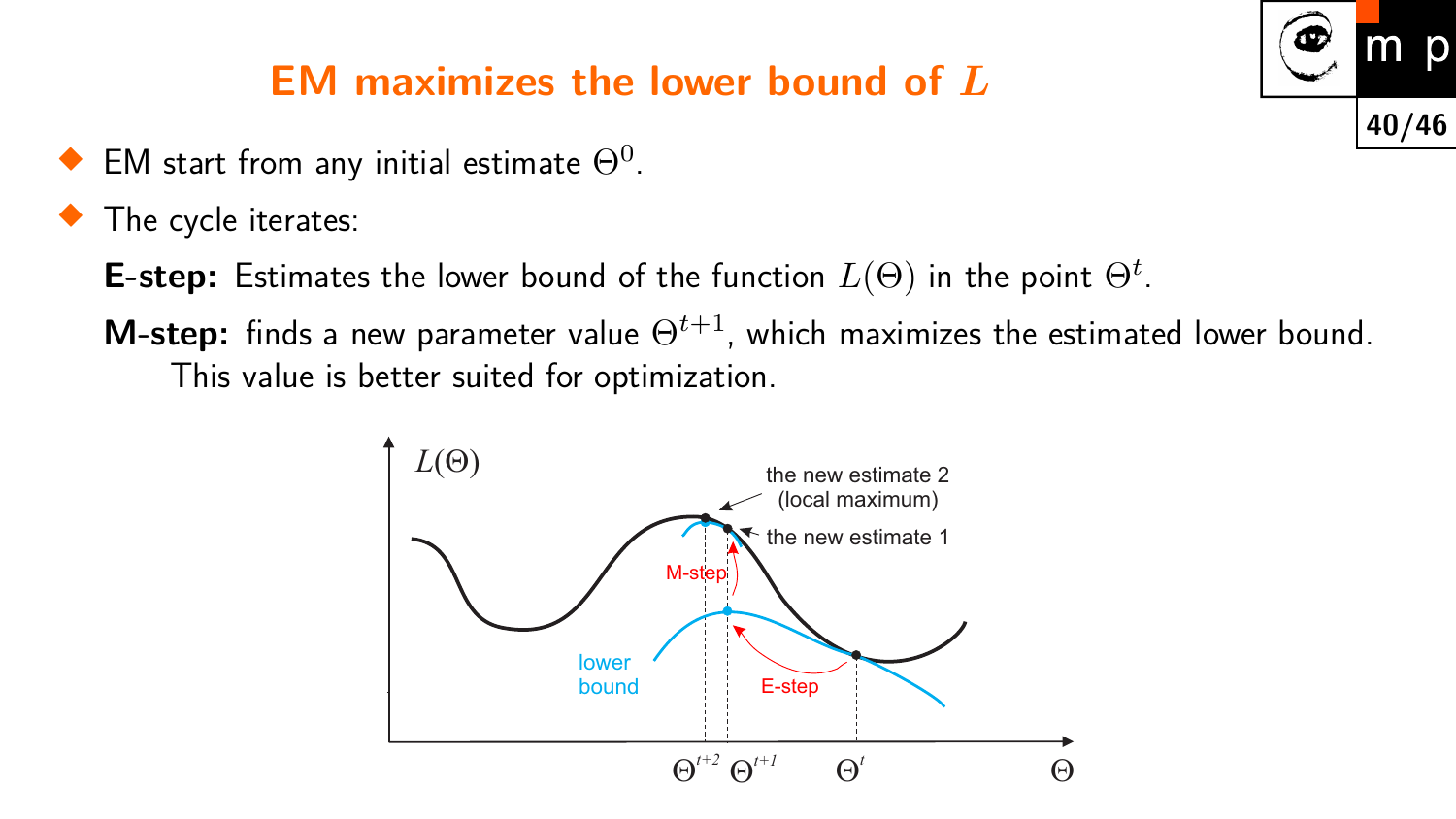# EM maximizes the lower bound of $L$

- EM start from any initial estimate $\Theta^0$.
- The cycle iterates:

  **E-step:** Estimates the lower bound of the function $L(\Theta)$ in the point $\Theta^t$.

  **M-step:** finds a new parameter value $\Theta^{t+1}$, which maximizes the estimated lower bound. This value is better suited for optimization.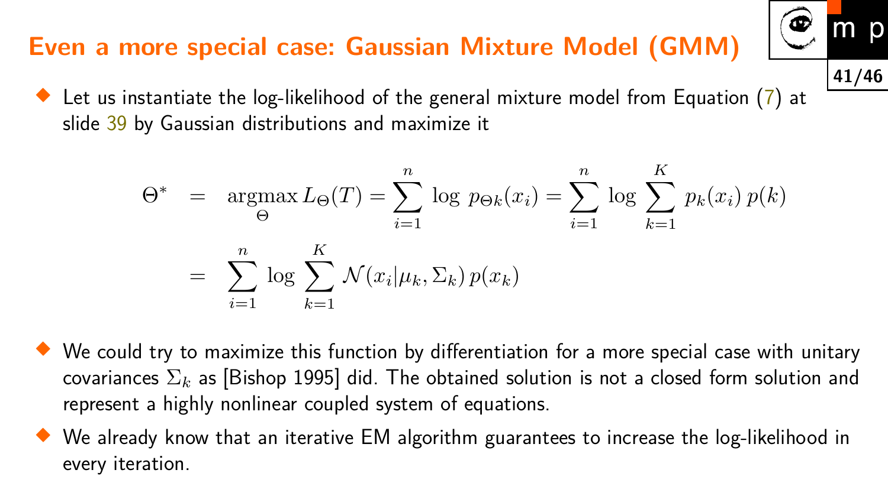## Even a more special case: Gaussian Mixture Model (GMM)

- Let us instantiate the log-likelihood of the general mixture model from Equation (7) at slide 39 by Gaussian distributions and maximize it

$$
\begin{aligned}
\Theta^* &= \operatorname*{argmax}_{\Theta} L_\Theta(T) = \sum_{i=1}^{n} \log\, p_{\Theta k}(x_i) = \sum_{i=1}^{n} \log \sum_{k=1}^{K} p_k(x_i)\, p(k) \\
&= \sum_{i=1}^{n} \log \sum_{k=1}^{K} \mathcal{N}(x_i|\mu_k, \Sigma_k)\, p(x_k)
\end{aligned}
$$

- We could try to maximize this function by differentiation for a more special case with unitary covariances $\Sigma_k$ as [Bishop 1995] did. The obtained solution is not a closed form solution and represent a highly nonlinear coupled system of equations.
- We already know that an iterative EM algorithm guarantees to increase the log-likelihood in every iteration.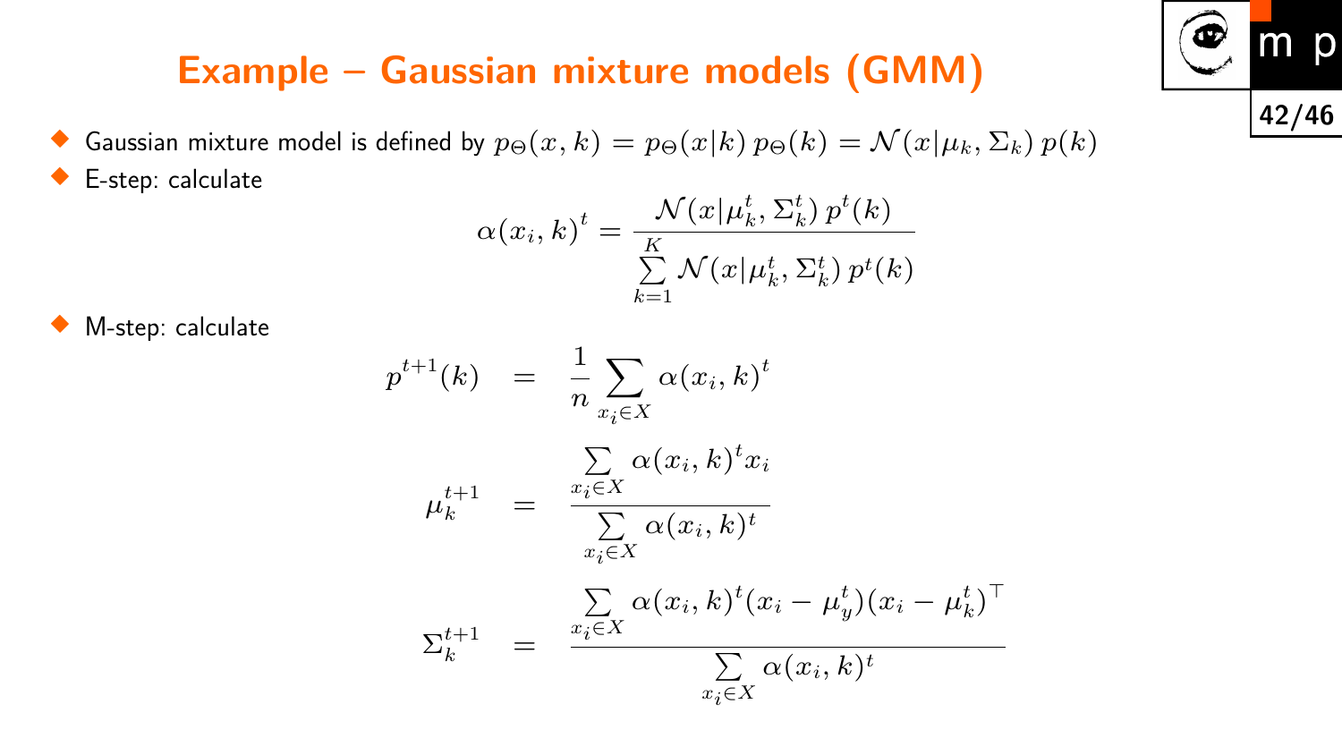# Example – Gaussian mixture models (GMM)

- Gaussian mixture model is defined by $p_\Theta(x,k) = p_\Theta(x|k)\, p_\Theta(k) = \mathcal{N}(x|\mu_k, \Sigma_k)\, p(k)$
- E-step: calculate

$$\alpha(x_i, k)^t = \frac{\mathcal{N}(x|\mu_k^t, \Sigma_k^t)\, p^t(k)}{\sum\limits_{k=1}^{K} \mathcal{N}(x|\mu_k^t, \Sigma_k^t)\, p^t(k)}$$

- M-step: calculate

$$\begin{aligned}
p^{t+1}(k) &= \frac{1}{n} \sum_{x_i \in X} \alpha(x_i, k)^t \\
\mu_k^{t+1} &= \frac{\sum\limits_{x_i \in X} \alpha(x_i, k)^t x_i}{\sum\limits_{x_i \in X} \alpha(x_i, k)^t} \\
\Sigma_k^{t+1} &= \frac{\sum\limits_{x_i \in X} \alpha(x_i, k)^t (x_i - \mu_y^t)(x_i - \mu_k^t)^\top}{\sum\limits_{x_i \in X} \alpha(x_i, k)^t}
\end{aligned}$$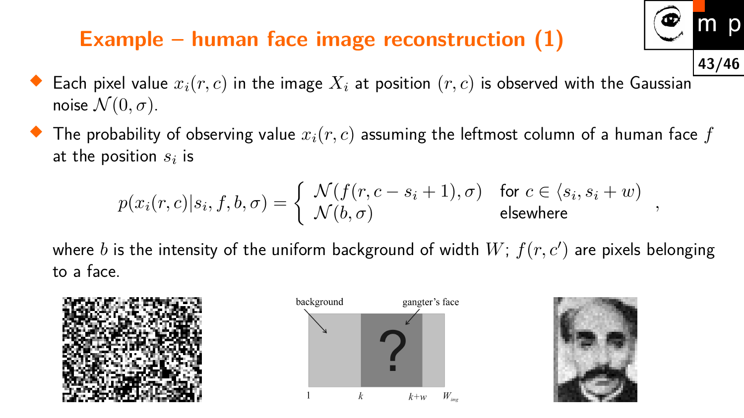## Example – human face image reconstruction (1)

- Each pixel value $x_i(r,c)$ in the image $X_i$ at position $(r,c)$ is observed with the Gaussian noise $\mathcal{N}(0,\sigma)$.
- The probability of observing value $x_i(r,c)$ assuming the leftmost column of a human face $f$ at the position $s_i$ is

$$p(x_i(r,c)|s_i,f,b,\sigma) = \begin{cases} \mathcal{N}(f(r,c-s_i+1),\sigma) & \text{for } c \in \langle s_i, s_i+w) \\ \mathcal{N}(b,\sigma) & \text{elsewhere} \end{cases},$$

where $b$ is the intensity of the uniform background of width $W$; $f(r,c')$ are pixels belonging to a face.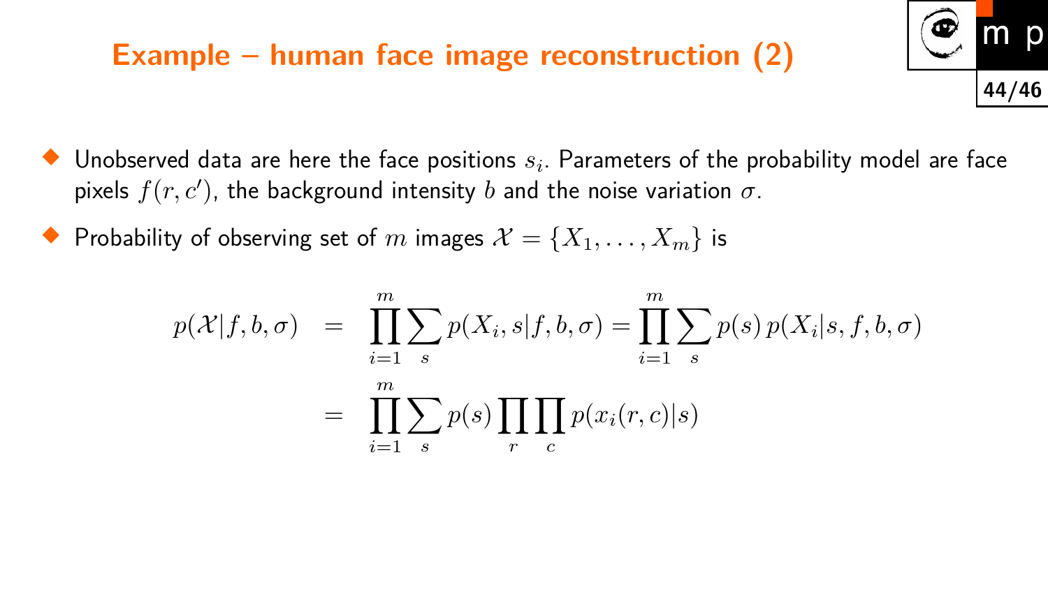# Example – human face image reconstruction (2)

- Unobserved data are here the face positions $s_i$. Parameters of the probability model are face pixels $f(r, c')$, the background intensity $b$ and the noise variation $\sigma$.
- Probability of observing set of $m$ images $\mathcal{X} = \{X_1, \ldots, X_m\}$ is

$$
\begin{aligned}
p(\mathcal{X}|f, b, \sigma) &= \prod_{i=1}^{m} \sum_{s} p(X_i, s|f, b, \sigma) = \prod_{i=1}^{m} \sum_{s} p(s)\, p(X_i|s, f, b, \sigma) \\
&= \prod_{i=1}^{m} \sum_{s} p(s) \prod_{r} \prod_{c} p(x_i(r, c)|s)
\end{aligned}
$$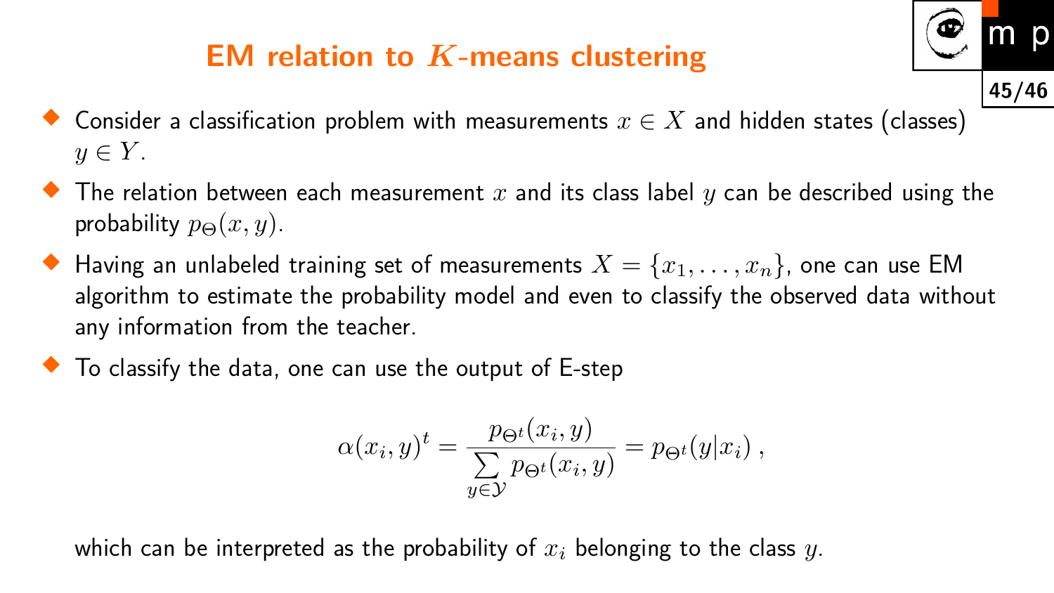# EM relation to $K$-means clustering

- Consider a classification problem with measurements $x \in X$ and hidden states (classes) $y \in Y$.
- The relation between each measurement $x$ and its class label $y$ can be described using the probability $p_\Theta(x, y)$.
- Having an unlabeled training set of measurements $X = \{x_1, \ldots, x_n\}$, one can use EM algorithm to estimate the probability model and even to classify the observed data without any information from the teacher.
- To classify the data, one can use the output of E-step

$$\alpha(x_i, y)^t = \frac{p_{\Theta^t}(x_i, y)}{\sum\limits_{y \in \mathcal{Y}} p_{\Theta^t}(x_i, y)} = p_{\Theta^t}(y|x_i) \,,$$

which can be interpreted as the probability of $x_i$ belonging to the class $y$.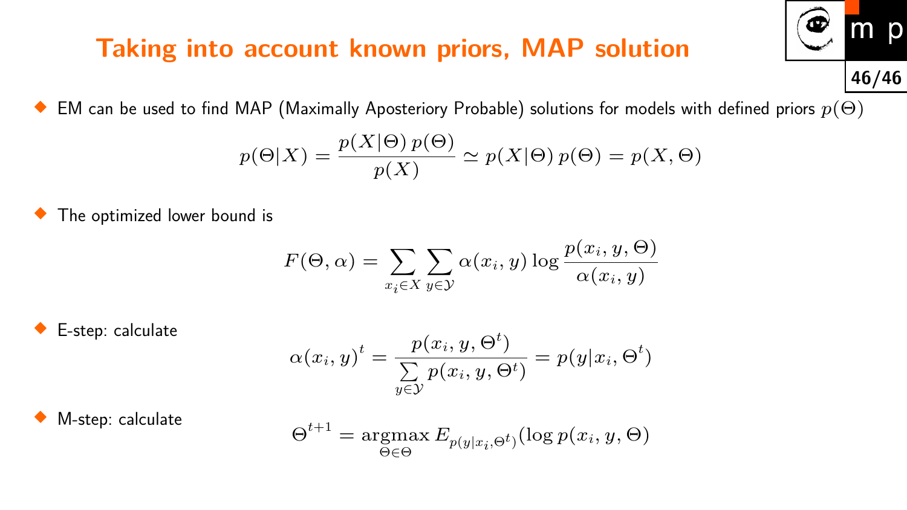# Taking into account known priors, MAP solution

- EM can be used to find MAP (Maximally Aposteriory Probable) solutions for models with defined priors $p(\Theta)$

$$p(\Theta|X) = \frac{p(X|\Theta)\, p(\Theta)}{p(X)} \simeq p(X|\Theta)\, p(\Theta) = p(X, \Theta)$$

- The optimized lower bound is

$$F(\Theta, \alpha) = \sum_{x_i \in X} \sum_{y \in \mathcal{Y}} \alpha(x_i, y) \log \frac{p(x_i, y, \Theta)}{\alpha(x_i, y)}$$

- E-step: calculate

$$\alpha(x_i, y)^t = \frac{p(x_i, y, \Theta^t)}{\sum\limits_{y \in \mathcal{Y}} p(x_i, y, \Theta^t)} = p(y|x_i, \Theta^t)$$

- M-step: calculate

$$\Theta^{t+1} = \underset{\Theta \in \Theta}{\operatorname{argmax}}\, E_{p(y|x_i, \Theta^t)}(\log p(x_i, y, \Theta)$$